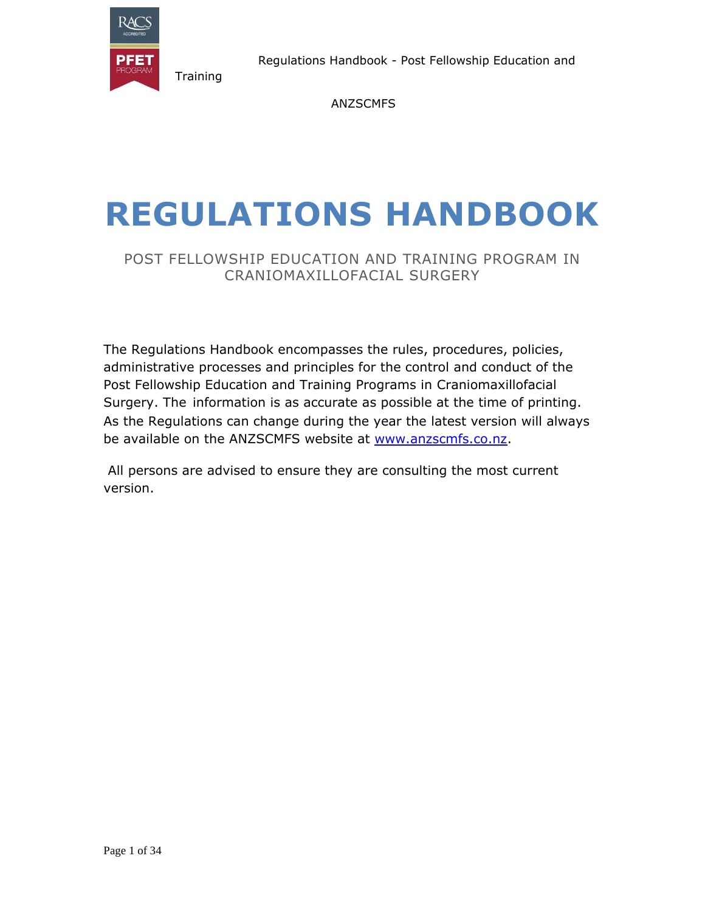# REGULATIONS HANDBOOK

## POST FELLOWSHIP EDUCATION AND TRAINING PROGRAM IN CRANIOMAXILLOFACIAL SURGERY

The Regulations Handbook encompasses the rules, procedures, policies, administrative processes and principles for the control and conduct of the Post Fellowship Education and Training Programs in Craniomaxillofacial Surgery. The information is as accurate as possible at the time of printing. As the Regulations can change during the year the latest version will always be available on the ANZSCMFS website at [www.anzscmfs.co.nz](http://www.anzscmfs.co.nz).

All persons are advised to ensure they are consulting the most current version.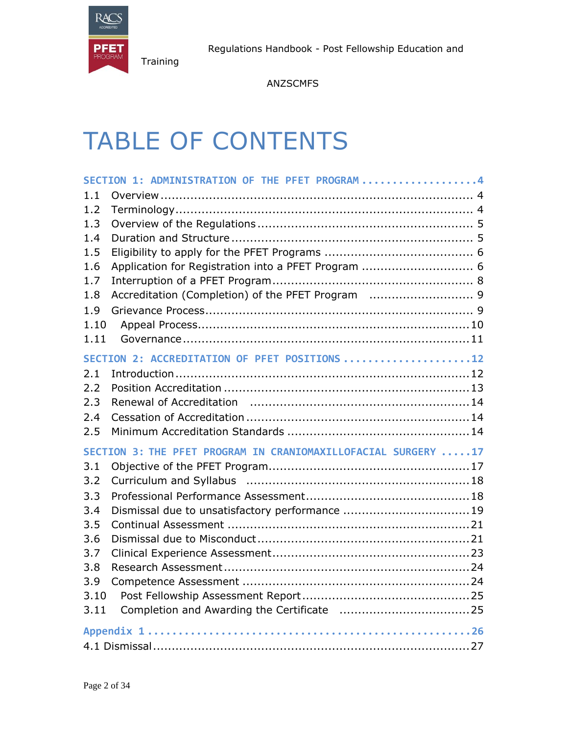# TABLE OF CONTENTS

**SECTION 1: ADMINISTRATION OF THE PFET PROGRAM .................. 4**

1.1 Overview ........................................................................ 4
1.2 Terminology ..................................................................... 4
1.3 Overview of the Regulations ............................................. 5
1.4 Duration and Structure .................................................... 5
1.5 Eligibility to apply for the PFET Programs ............................ 6
1.6 Application for Registration into a PFET Program ................. 6
1.7 Interruption of a PFET Program .......................................... 8
1.8 Accreditation (Completion) of the PFET Program ................... 9
1.9 Grievance Process ............................................................. 9
1.10 Appeal Process ............................................................... 10
1.11 Governance ..................................................................... 11

**SECTION 2: ACCREDITATION OF PFET POSITIONS ...................... 12**

2.1 Introduction ..................................................................... 12
2.2 Position Accreditation ........................................................ 13
2.3 Renewal of Accreditation .................................................. 14
2.4 Cessation of Accreditation ................................................. 14
2.5 Minimum Accreditation Standards ...................................... 14

**SECTION 3: THE PFET PROGRAM IN CRANIOMAXILLOFACIAL SURGERY ..... 17**

3.1 Objective of the PFET Program ........................................... 17
3.2 Curriculum and Syllabus .................................................... 18
3.3 Professional Performance Assessment ................................. 18
3.4 Dismissal due to unsatisfactory performance ........................ 19
3.5 Continual Assessment ....................................................... 21
3.6 Dismissal due to Misconduct .............................................. 21
3.7 Clinical Experience Assessment .......................................... 23
3.8 Research Assessment ........................................................ 24
3.9 Competence Assessment ................................................... 24
3.10 Post Fellowship Assessment Report ................................... 25
3.11 Completion and Awarding the Certificate ............................ 25

**Appendix 1 ........................................................................ 26**

4.1 Dismissal ........................................................................ 27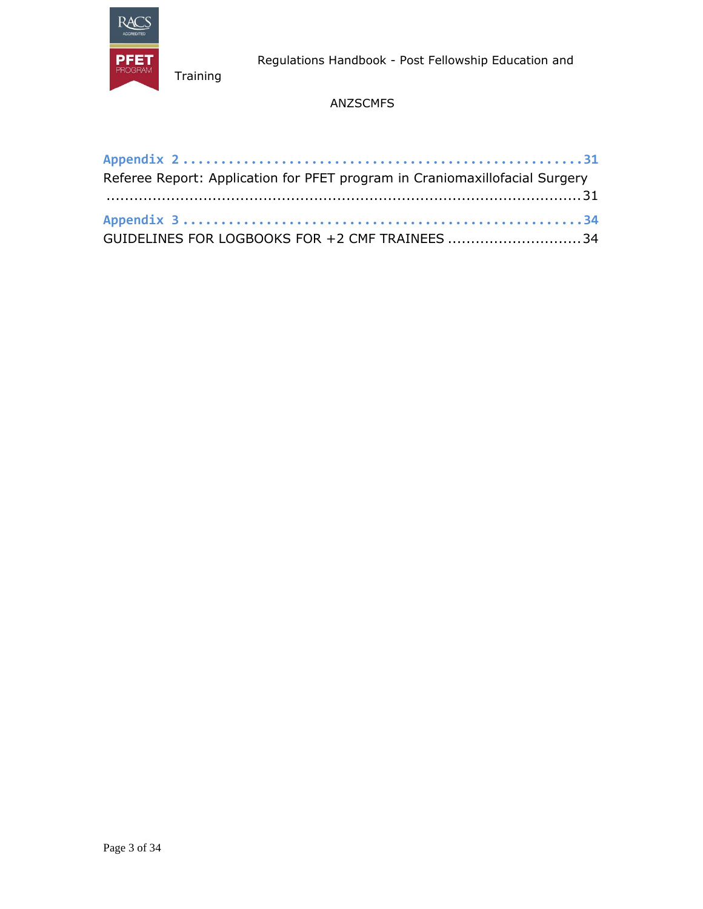**Appendix 2** .................................................. **31**

Referee Report: Application for PFET program in Craniomaxillofacial Surgery ..................................................................................................31

**Appendix 3** .................................................. **34**

GUIDELINES FOR LOGBOOKS FOR +2 CMF TRAINEES ............................34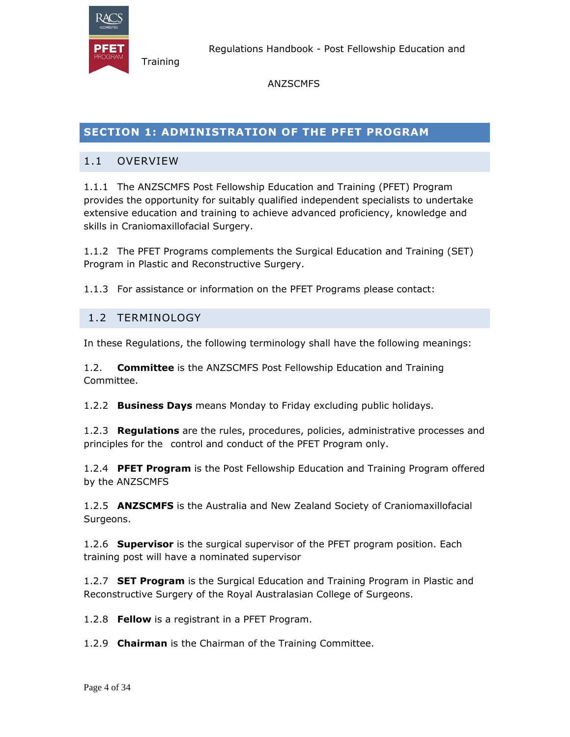## SECTION 1: ADMINISTRATION OF THE PFET PROGRAM

### 1.1 OVERVIEW

1.1.1 The ANZSCMFS Post Fellowship Education and Training (PFET) Program provides the opportunity for suitably qualified independent specialists to undertake extensive education and training to achieve advanced proficiency, knowledge and skills in Craniomaxillofacial Surgery.

1.1.2 The PFET Programs complements the Surgical Education and Training (SET) Program in Plastic and Reconstructive Surgery.

1.1.3 For assistance or information on the PFET Programs please contact:

### 1.2 TERMINOLOGY

In these Regulations, the following terminology shall have the following meanings:

1.2. **Committee** is the ANZSCMFS Post Fellowship Education and Training Committee.

1.2.2 **Business Days** means Monday to Friday excluding public holidays.

1.2.3 **Regulations** are the rules, procedures, policies, administrative processes and principles for the control and conduct of the PFET Program only.

1.2.4 **PFET Program** is the Post Fellowship Education and Training Program offered by the ANZSCMFS

1.2.5 **ANZSCMFS** is the Australia and New Zealand Society of Craniomaxillofacial Surgeons.

1.2.6 **Supervisor** is the surgical supervisor of the PFET program position. Each training post will have a nominated supervisor

1.2.7 **SET Program** is the Surgical Education and Training Program in Plastic and Reconstructive Surgery of the Royal Australasian College of Surgeons.

1.2.8 **Fellow** is a registrant in a PFET Program.

1.2.9 **Chairman** is the Chairman of the Training Committee.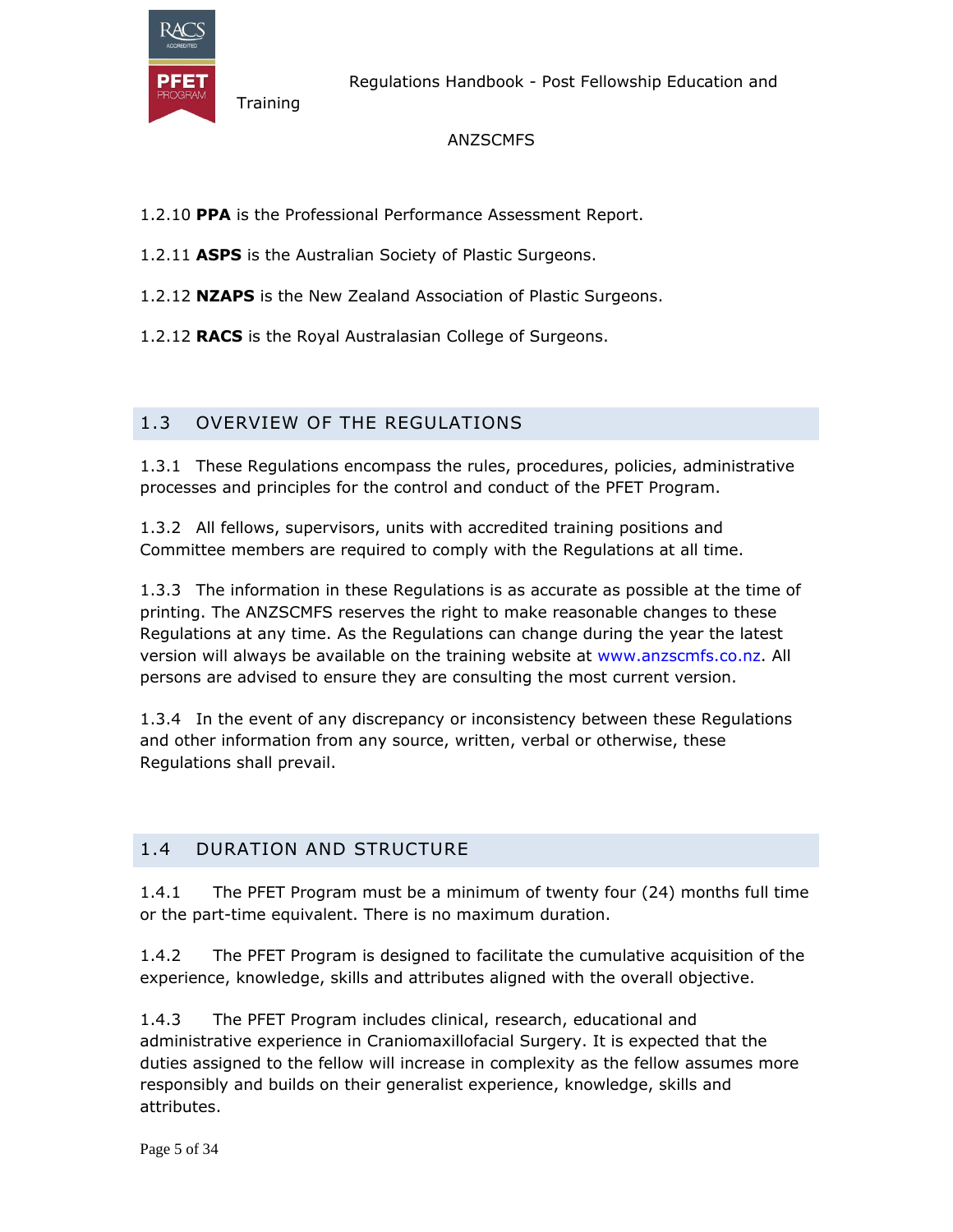1.2.10 **PPA** is the Professional Performance Assessment Report.

1.2.11 **ASPS** is the Australian Society of Plastic Surgeons.

1.2.12 **NZAPS** is the New Zealand Association of Plastic Surgeons.

1.2.12 **RACS** is the Royal Australasian College of Surgeons.

## 1.3 OVERVIEW OF THE REGULATIONS

1.3.1 These Regulations encompass the rules, procedures, policies, administrative processes and principles for the control and conduct of the PFET Program.

1.3.2 All fellows, supervisors, units with accredited training positions and Committee members are required to comply with the Regulations at all time.

1.3.3 The information in these Regulations is as accurate as possible at the time of printing. The ANZSCMFS reserves the right to make reasonable changes to these Regulations at any time. As the Regulations can change during the year the latest version will always be available on the training website at www.anzscmfs.co.nz. All persons are advised to ensure they are consulting the most current version.

1.3.4 In the event of any discrepancy or inconsistency between these Regulations and other information from any source, written, verbal or otherwise, these Regulations shall prevail.

## 1.4 DURATION AND STRUCTURE

1.4.1 The PFET Program must be a minimum of twenty four (24) months full time or the part-time equivalent. There is no maximum duration.

1.4.2 The PFET Program is designed to facilitate the cumulative acquisition of the experience, knowledge, skills and attributes aligned with the overall objective.

1.4.3 The PFET Program includes clinical, research, educational and administrative experience in Craniomaxillofacial Surgery. It is expected that the duties assigned to the fellow will increase in complexity as the fellow assumes more responsibly and builds on their generalist experience, knowledge, skills and attributes.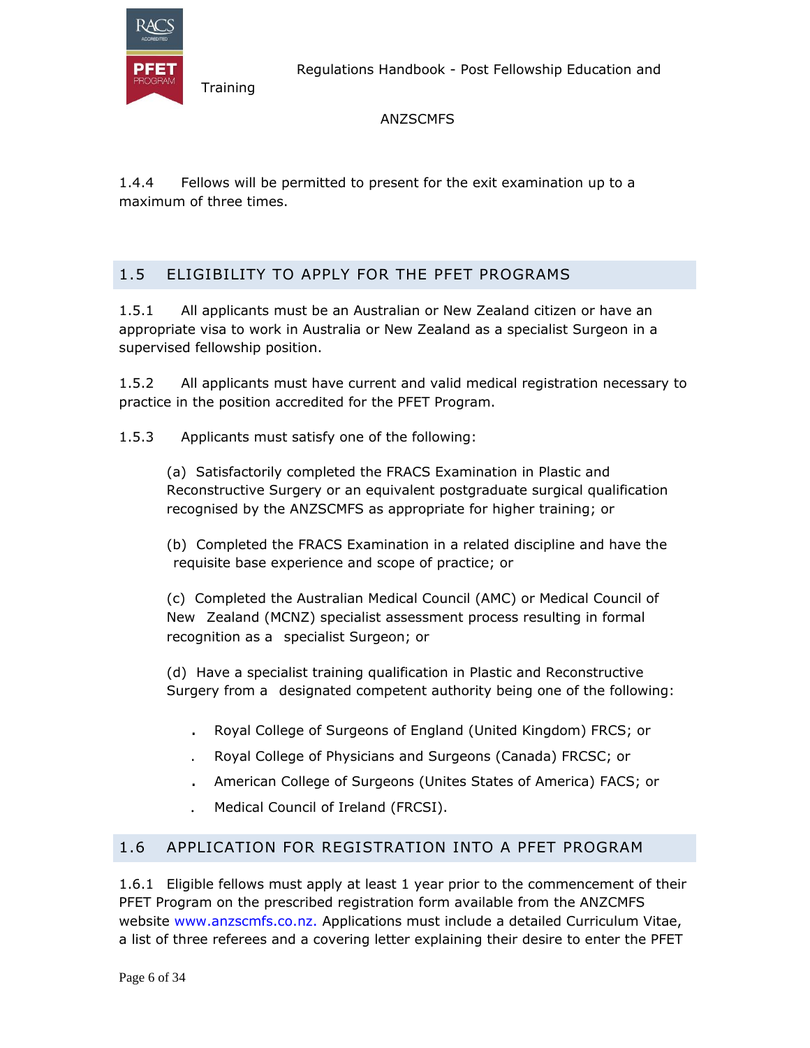1.4.4 Fellows will be permitted to present for the exit examination up to a maximum of three times.

## 1.5 ELIGIBILITY TO APPLY FOR THE PFET PROGRAMS

1.5.1 All applicants must be an Australian or New Zealand citizen or have an appropriate visa to work in Australia or New Zealand as a specialist Surgeon in a supervised fellowship position.

1.5.2 All applicants must have current and valid medical registration necessary to practice in the position accredited for the PFET Program.

1.5.3 Applicants must satisfy one of the following:

(a) Satisfactorily completed the FRACS Examination in Plastic and Reconstructive Surgery or an equivalent postgraduate surgical qualification recognised by the ANZSCMFS as appropriate for higher training; or

(b) Completed the FRACS Examination in a related discipline and have the requisite base experience and scope of practice; or

(c) Completed the Australian Medical Council (AMC) or Medical Council of New Zealand (MCNZ) specialist assessment process resulting in formal recognition as a specialist Surgeon; or

(d) Have a specialist training qualification in Plastic and Reconstructive Surgery from a designated competent authority being one of the following:

- Royal College of Surgeons of England (United Kingdom) FRCS; or
- Royal College of Physicians and Surgeons (Canada) FRCSC; or
- American College of Surgeons (Unites States of America) FACS; or
- Medical Council of Ireland (FRCSI).

## 1.6 APPLICATION FOR REGISTRATION INTO A PFET PROGRAM

1.6.1 Eligible fellows must apply at least 1 year prior to the commencement of their PFET Program on the prescribed registration form available from the ANZCMFS website www.anzscmfs.co.nz. Applications must include a detailed Curriculum Vitae, a list of three referees and a covering letter explaining their desire to enter the PFET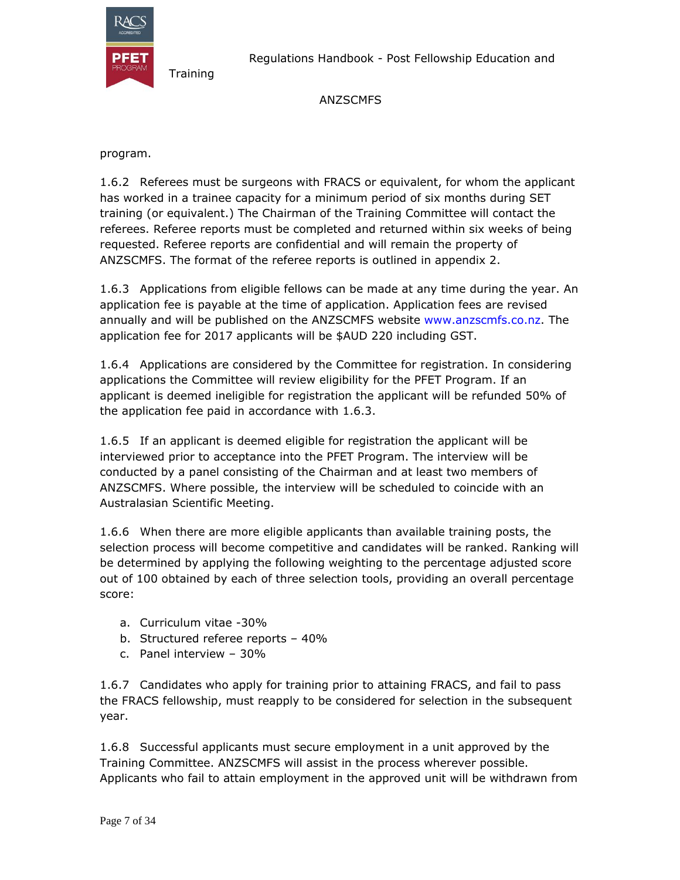program.

1.6.2 Referees must be surgeons with FRACS or equivalent, for whom the applicant has worked in a trainee capacity for a minimum period of six months during SET training (or equivalent.) The Chairman of the Training Committee will contact the referees. Referee reports must be completed and returned within six weeks of being requested. Referee reports are confidential and will remain the property of ANZSCMFS. The format of the referee reports is outlined in appendix 2.

1.6.3 Applications from eligible fellows can be made at any time during the year. An application fee is payable at the time of application. Application fees are revised annually and will be published on the ANZSCMFS website www.anzscmfs.co.nz. The application fee for 2017 applicants will be $AUD 220 including GST.

1.6.4 Applications are considered by the Committee for registration. In considering applications the Committee will review eligibility for the PFET Program. If an applicant is deemed ineligible for registration the applicant will be refunded 50% of the application fee paid in accordance with 1.6.3.

1.6.5 If an applicant is deemed eligible for registration the applicant will be interviewed prior to acceptance into the PFET Program. The interview will be conducted by a panel consisting of the Chairman and at least two members of ANZSCMFS. Where possible, the interview will be scheduled to coincide with an Australasian Scientific Meeting.

1.6.6 When there are more eligible applicants than available training posts, the selection process will become competitive and candidates will be ranked. Ranking will be determined by applying the following weighting to the percentage adjusted score out of 100 obtained by each of three selection tools, providing an overall percentage score:

a. Curriculum vitae -30%
b. Structured referee reports – 40%
c. Panel interview – 30%

1.6.7 Candidates who apply for training prior to attaining FRACS, and fail to pass the FRACS fellowship, must reapply to be considered for selection in the subsequent year.

1.6.8 Successful applicants must secure employment in a unit approved by the Training Committee. ANZSCMFS will assist in the process wherever possible. Applicants who fail to attain employment in the approved unit will be withdrawn from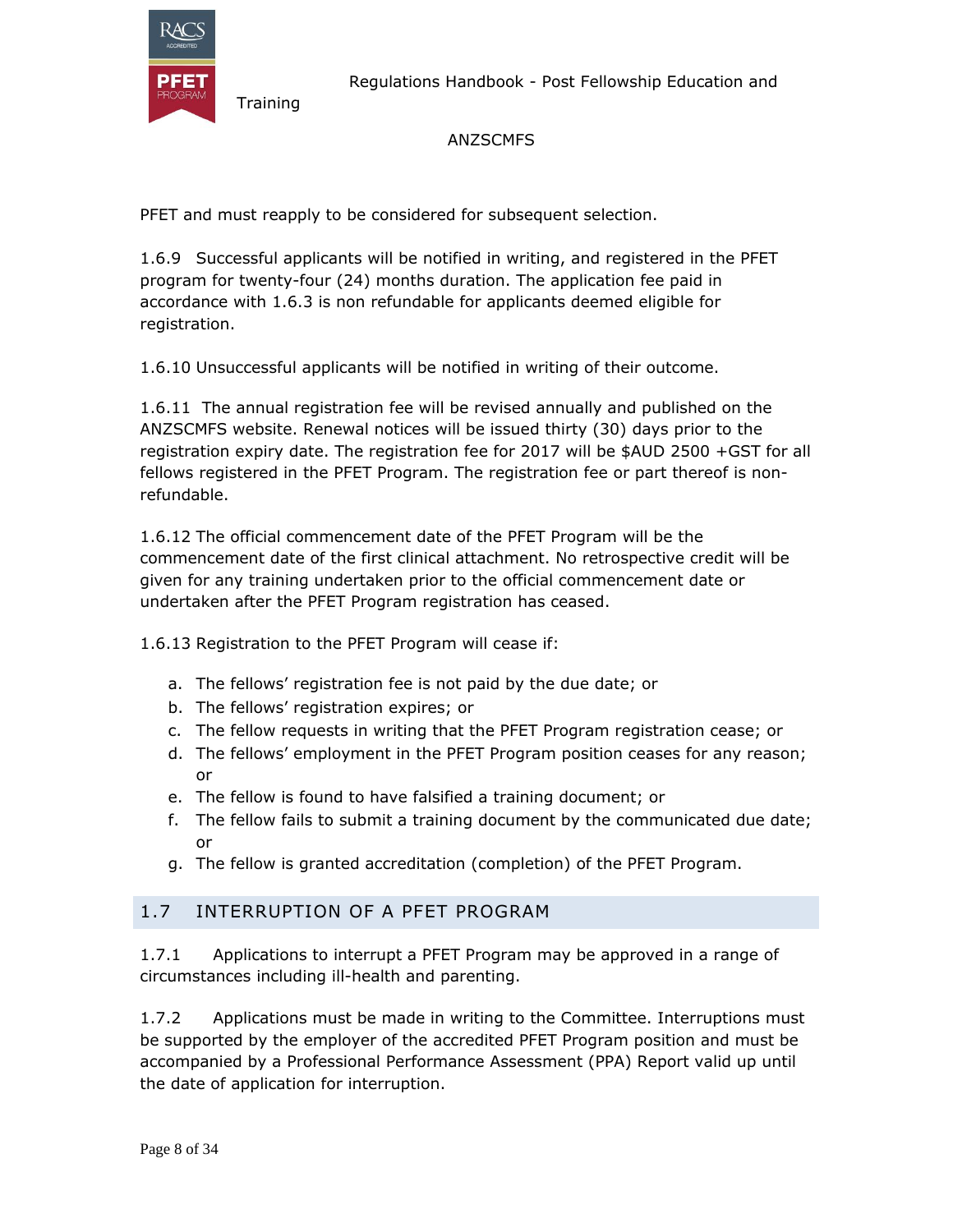PFET and must reapply to be considered for subsequent selection.

1.6.9 Successful applicants will be notified in writing, and registered in the PFET program for twenty-four (24) months duration. The application fee paid in accordance with 1.6.3 is non refundable for applicants deemed eligible for registration.

1.6.10 Unsuccessful applicants will be notified in writing of their outcome.

1.6.11 The annual registration fee will be revised annually and published on the ANZSCMFS website. Renewal notices will be issued thirty (30) days prior to the registration expiry date. The registration fee for 2017 will be $AUD 2500 +GST for all fellows registered in the PFET Program. The registration fee or part thereof is non-refundable.

1.6.12 The official commencement date of the PFET Program will be the commencement date of the first clinical attachment. No retrospective credit will be given for any training undertaken prior to the official commencement date or undertaken after the PFET Program registration has ceased.

1.6.13 Registration to the PFET Program will cease if:

a. The fellows' registration fee is not paid by the due date; or
b. The fellows' registration expires; or
c. The fellow requests in writing that the PFET Program registration cease; or
d. The fellows' employment in the PFET Program position ceases for any reason; or
e. The fellow is found to have falsified a training document; or
f. The fellow fails to submit a training document by the communicated due date; or
g. The fellow is granted accreditation (completion) of the PFET Program.

## 1.7 INTERRUPTION OF A PFET PROGRAM

1.7.1 Applications to interrupt a PFET Program may be approved in a range of circumstances including ill-health and parenting.

1.7.2 Applications must be made in writing to the Committee. Interruptions must be supported by the employer of the accredited PFET Program position and must be accompanied by a Professional Performance Assessment (PPA) Report valid up until the date of application for interruption.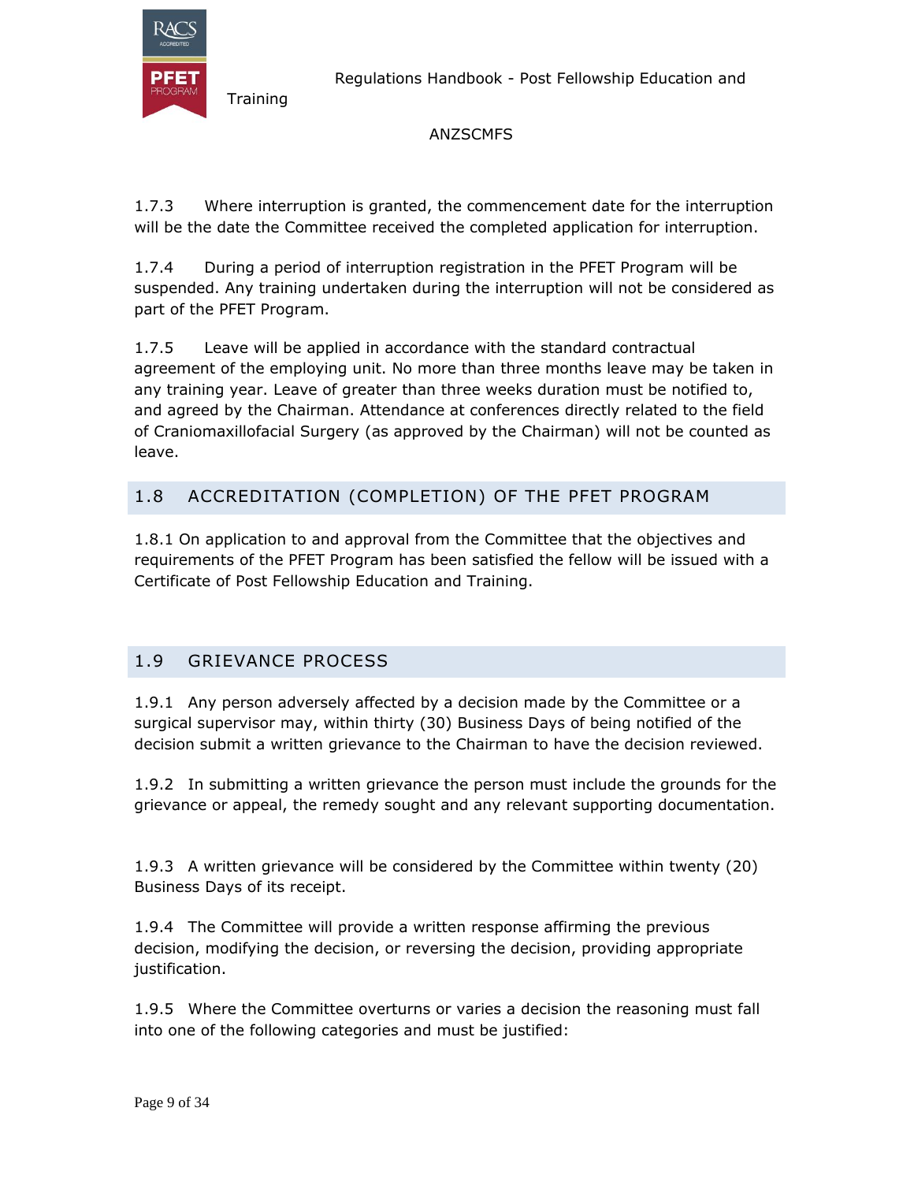1.7.3 Where interruption is granted, the commencement date for the interruption will be the date the Committee received the completed application for interruption.

1.7.4 During a period of interruption registration in the PFET Program will be suspended. Any training undertaken during the interruption will not be considered as part of the PFET Program.

1.7.5 Leave will be applied in accordance with the standard contractual agreement of the employing unit. No more than three months leave may be taken in any training year. Leave of greater than three weeks duration must be notified to, and agreed by the Chairman. Attendance at conferences directly related to the field of Craniomaxillofacial Surgery (as approved by the Chairman) will not be counted as leave.

## 1.8 ACCREDITATION (COMPLETION) OF THE PFET PROGRAM

1.8.1 On application to and approval from the Committee that the objectives and requirements of the PFET Program has been satisfied the fellow will be issued with a Certificate of Post Fellowship Education and Training.

## 1.9 GRIEVANCE PROCESS

1.9.1 Any person adversely affected by a decision made by the Committee or a surgical supervisor may, within thirty (30) Business Days of being notified of the decision submit a written grievance to the Chairman to have the decision reviewed.

1.9.2 In submitting a written grievance the person must include the grounds for the grievance or appeal, the remedy sought and any relevant supporting documentation.

1.9.3 A written grievance will be considered by the Committee within twenty (20) Business Days of its receipt.

1.9.4 The Committee will provide a written response affirming the previous decision, modifying the decision, or reversing the decision, providing appropriate justification.

1.9.5 Where the Committee overturns or varies a decision the reasoning must fall into one of the following categories and must be justified: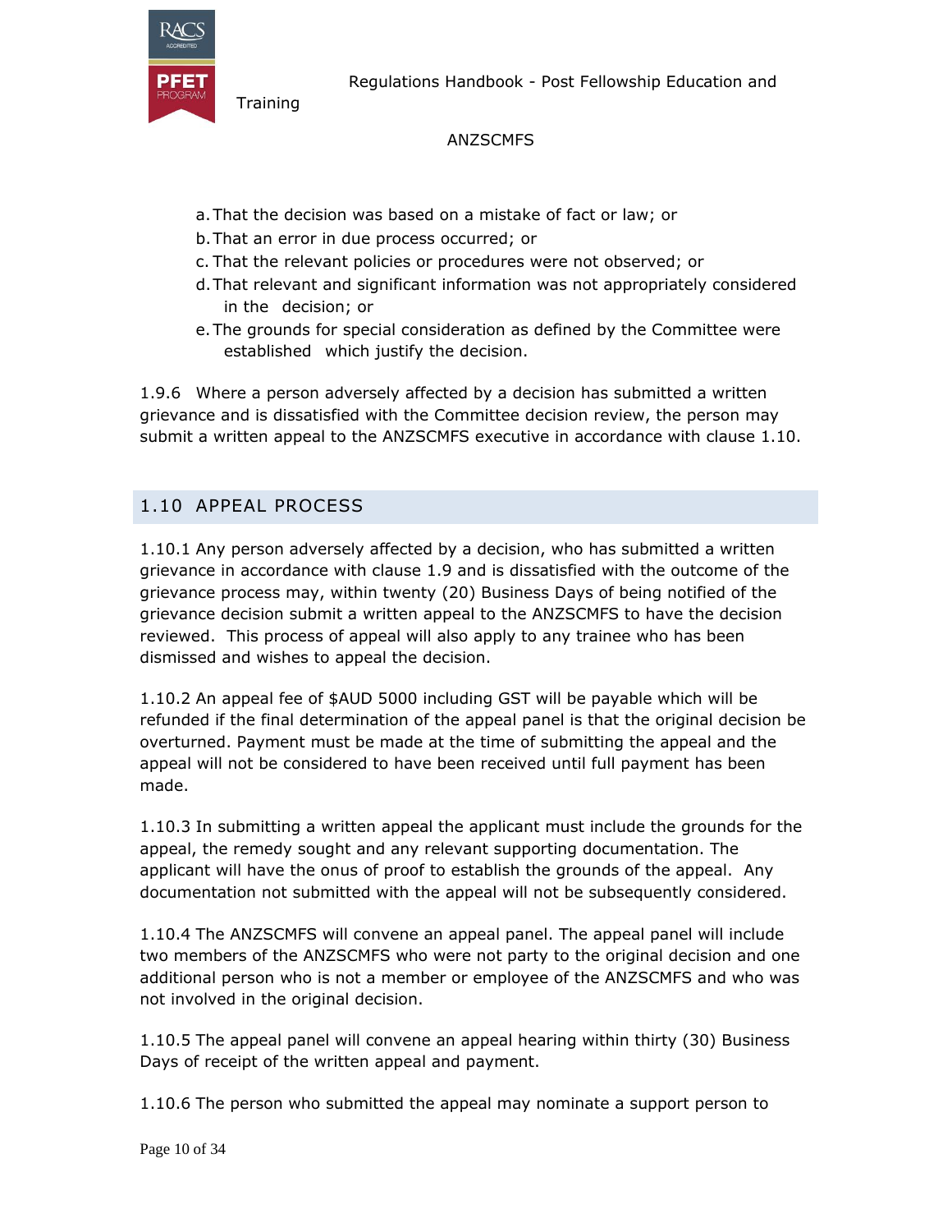a. That the decision was based on a mistake of fact or law; or
b. That an error in due process occurred; or
c. That the relevant policies or procedures were not observed; or
d. That relevant and significant information was not appropriately considered in the decision; or
e. The grounds for special consideration as defined by the Committee were established which justify the decision.

1.9.6 Where a person adversely affected by a decision has submitted a written grievance and is dissatisfied with the Committee decision review, the person may submit a written appeal to the ANZSCMFS executive in accordance with clause 1.10.

## 1.10 APPEAL PROCESS

1.10.1 Any person adversely affected by a decision, who has submitted a written grievance in accordance with clause 1.9 and is dissatisfied with the outcome of the grievance process may, within twenty (20) Business Days of being notified of the grievance decision submit a written appeal to the ANZSCMFS to have the decision reviewed. This process of appeal will also apply to any trainee who has been dismissed and wishes to appeal the decision.

1.10.2 An appeal fee of $AUD 5000 including GST will be payable which will be refunded if the final determination of the appeal panel is that the original decision be overturned. Payment must be made at the time of submitting the appeal and the appeal will not be considered to have been received until full payment has been made.

1.10.3 In submitting a written appeal the applicant must include the grounds for the appeal, the remedy sought and any relevant supporting documentation. The applicant will have the onus of proof to establish the grounds of the appeal. Any documentation not submitted with the appeal will not be subsequently considered.

1.10.4 The ANZSCMFS will convene an appeal panel. The appeal panel will include two members of the ANZSCMFS who were not party to the original decision and one additional person who is not a member or employee of the ANZSCMFS and who was not involved in the original decision.

1.10.5 The appeal panel will convene an appeal hearing within thirty (30) Business Days of receipt of the written appeal and payment.

1.10.6 The person who submitted the appeal may nominate a support person to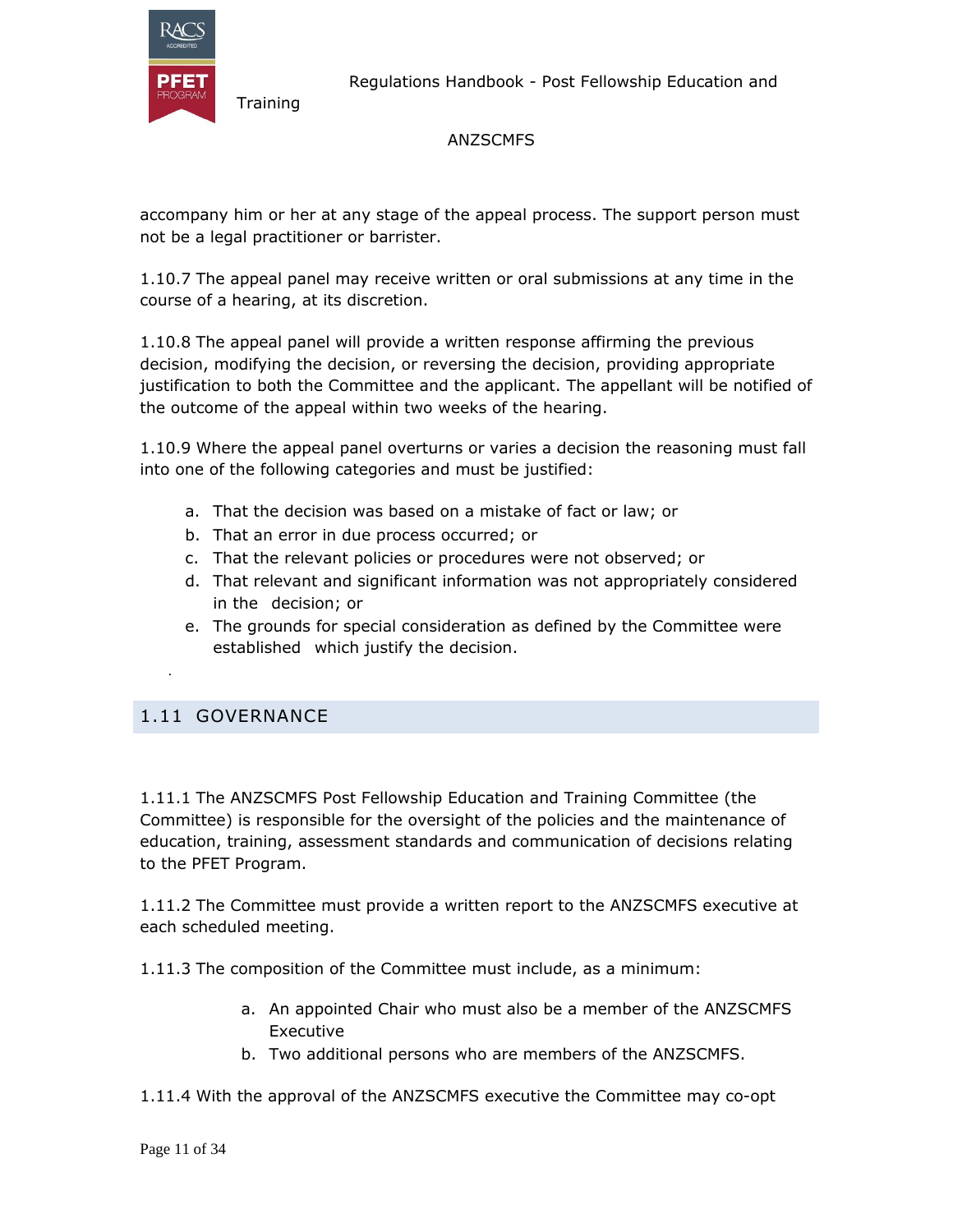accompany him or her at any stage of the appeal process. The support person must not be a legal practitioner or barrister.

1.10.7 The appeal panel may receive written or oral submissions at any time in the course of a hearing, at its discretion.

1.10.8 The appeal panel will provide a written response affirming the previous decision, modifying the decision, or reversing the decision, providing appropriate justification to both the Committee and the applicant. The appellant will be notified of the outcome of the appeal within two weeks of the hearing.

1.10.9 Where the appeal panel overturns or varies a decision the reasoning must fall into one of the following categories and must be justified:

a. That the decision was based on a mistake of fact or law; or
b. That an error in due process occurred; or
c. That the relevant policies or procedures were not observed; or
d. That relevant and significant information was not appropriately considered in the decision; or
e. The grounds for special consideration as defined by the Committee were established which justify the decision.

## 1.11 GOVERNANCE

1.11.1 The ANZSCMFS Post Fellowship Education and Training Committee (the Committee) is responsible for the oversight of the policies and the maintenance of education, training, assessment standards and communication of decisions relating to the PFET Program.

1.11.2 The Committee must provide a written report to the ANZSCMFS executive at each scheduled meeting.

1.11.3 The composition of the Committee must include, as a minimum:

a. An appointed Chair who must also be a member of the ANZSCMFS Executive
b. Two additional persons who are members of the ANZSCMFS.

1.11.4 With the approval of the ANZSCMFS executive the Committee may co-opt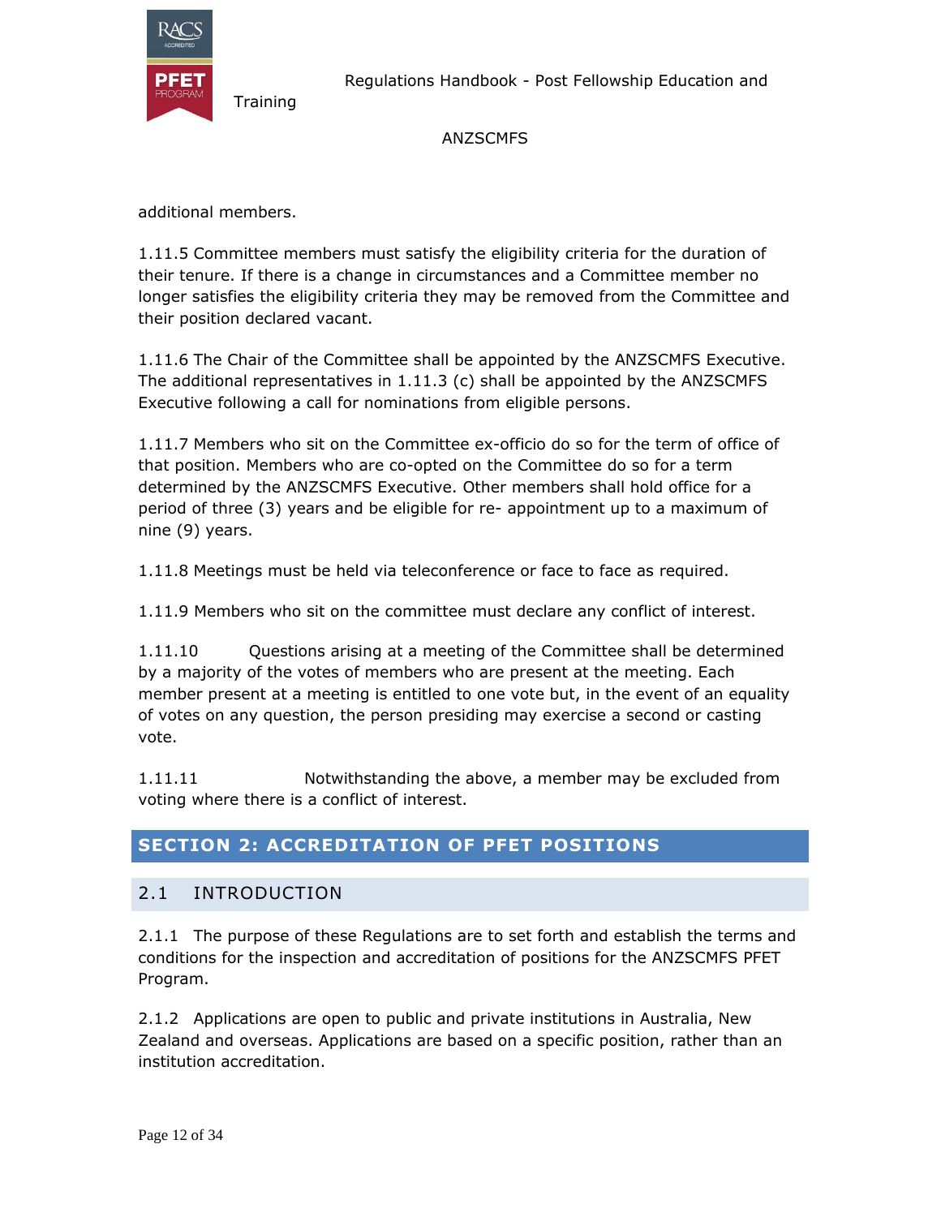additional members.

1.11.5 Committee members must satisfy the eligibility criteria for the duration of their tenure. If there is a change in circumstances and a Committee member no longer satisfies the eligibility criteria they may be removed from the Committee and their position declared vacant.

1.11.6 The Chair of the Committee shall be appointed by the ANZSCMFS Executive. The additional representatives in 1.11.3 (c) shall be appointed by the ANZSCMFS Executive following a call for nominations from eligible persons.

1.11.7 Members who sit on the Committee ex-officio do so for the term of office of that position. Members who are co-opted on the Committee do so for a term determined by the ANZSCMFS Executive. Other members shall hold office for a period of three (3) years and be eligible for re- appointment up to a maximum of nine (9) years.

1.11.8 Meetings must be held via teleconference or face to face as required.

1.11.9 Members who sit on the committee must declare any conflict of interest.

1.11.10 Questions arising at a meeting of the Committee shall be determined by a majority of the votes of members who are present at the meeting. Each member present at a meeting is entitled to one vote but, in the event of an equality of votes on any question, the person presiding may exercise a second or casting vote.

1.11.11 Notwithstanding the above, a member may be excluded from voting where there is a conflict of interest.

# SECTION 2: ACCREDITATION OF PFET POSITIONS

## 2.1 INTRODUCTION

2.1.1 The purpose of these Regulations are to set forth and establish the terms and conditions for the inspection and accreditation of positions for the ANZSCMFS PFET Program.

2.1.2 Applications are open to public and private institutions in Australia, New Zealand and overseas. Applications are based on a specific position, rather than an institution accreditation.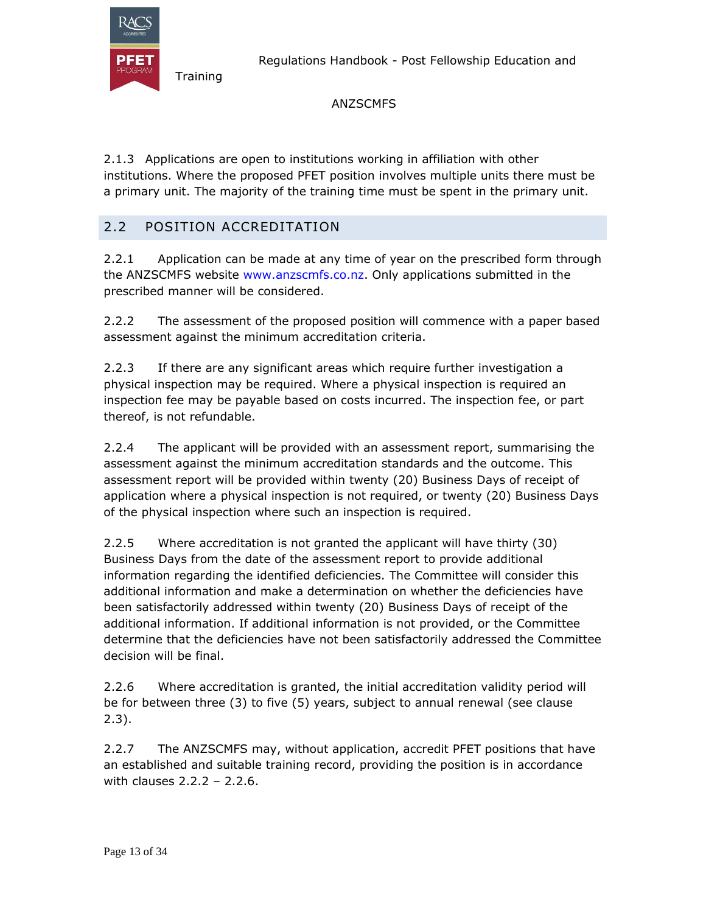2.1.3 Applications are open to institutions working in affiliation with other institutions. Where the proposed PFET position involves multiple units there must be a primary unit. The majority of the training time must be spent in the primary unit.

## 2.2 POSITION ACCREDITATION

2.2.1 Application can be made at any time of year on the prescribed form through the ANZSCMFS website www.anzscmfs.co.nz. Only applications submitted in the prescribed manner will be considered.

2.2.2 The assessment of the proposed position will commence with a paper based assessment against the minimum accreditation criteria.

2.2.3 If there are any significant areas which require further investigation a physical inspection may be required. Where a physical inspection is required an inspection fee may be payable based on costs incurred. The inspection fee, or part thereof, is not refundable.

2.2.4 The applicant will be provided with an assessment report, summarising the assessment against the minimum accreditation standards and the outcome. This assessment report will be provided within twenty (20) Business Days of receipt of application where a physical inspection is not required, or twenty (20) Business Days of the physical inspection where such an inspection is required.

2.2.5 Where accreditation is not granted the applicant will have thirty (30) Business Days from the date of the assessment report to provide additional information regarding the identified deficiencies. The Committee will consider this additional information and make a determination on whether the deficiencies have been satisfactorily addressed within twenty (20) Business Days of receipt of the additional information. If additional information is not provided, or the Committee determine that the deficiencies have not been satisfactorily addressed the Committee decision will be final.

2.2.6 Where accreditation is granted, the initial accreditation validity period will be for between three (3) to five (5) years, subject to annual renewal (see clause 2.3).

2.2.7 The ANZSCMFS may, without application, accredit PFET positions that have an established and suitable training record, providing the position is in accordance with clauses 2.2.2 – 2.2.6.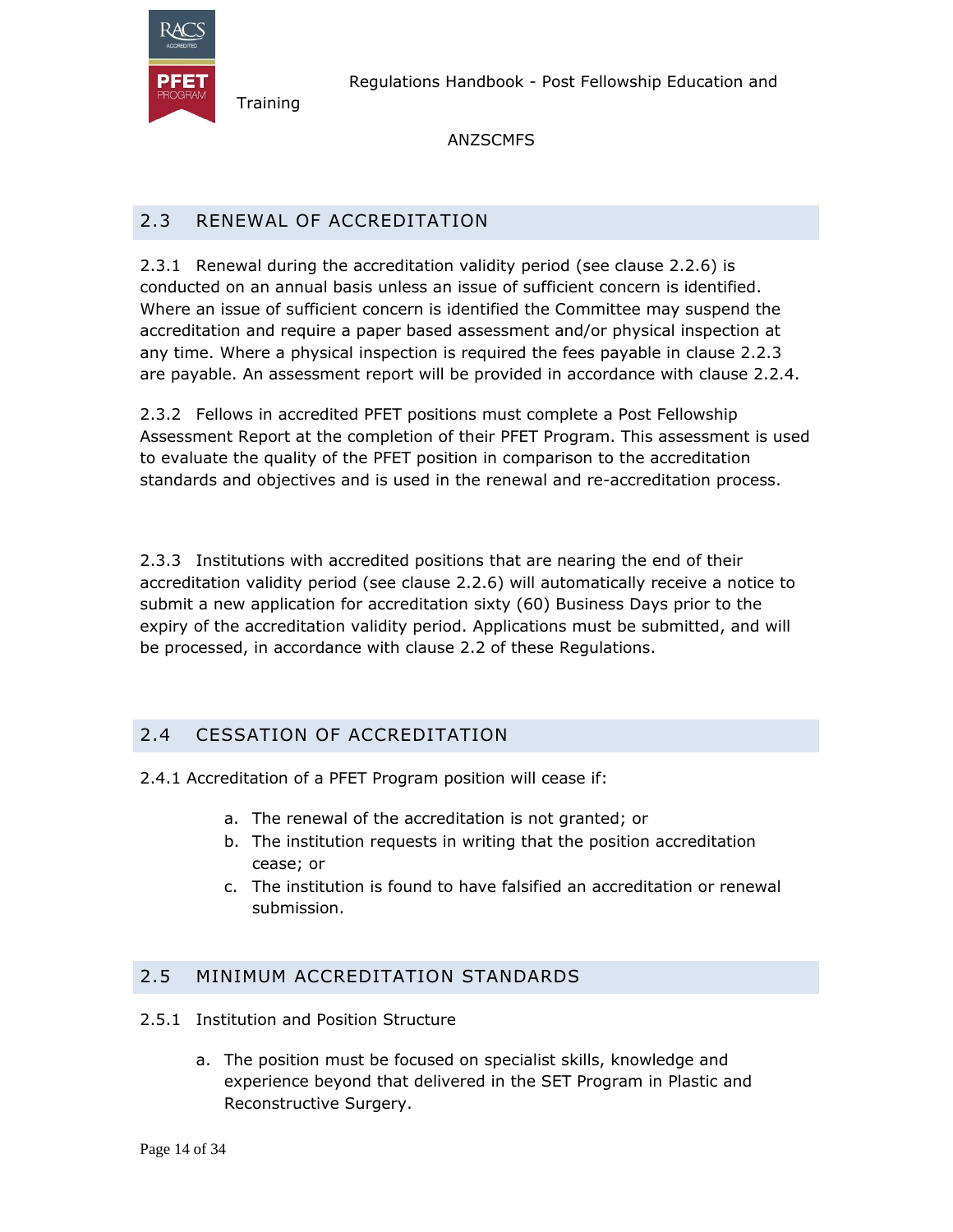## 2.3 RENEWAL OF ACCREDITATION

2.3.1 Renewal during the accreditation validity period (see clause 2.2.6) is conducted on an annual basis unless an issue of sufficient concern is identified. Where an issue of sufficient concern is identified the Committee may suspend the accreditation and require a paper based assessment and/or physical inspection at any time. Where a physical inspection is required the fees payable in clause 2.2.3 are payable. An assessment report will be provided in accordance with clause 2.2.4.

2.3.2 Fellows in accredited PFET positions must complete a Post Fellowship Assessment Report at the completion of their PFET Program. This assessment is used to evaluate the quality of the PFET position in comparison to the accreditation standards and objectives and is used in the renewal and re-accreditation process.

2.3.3 Institutions with accredited positions that are nearing the end of their accreditation validity period (see clause 2.2.6) will automatically receive a notice to submit a new application for accreditation sixty (60) Business Days prior to the expiry of the accreditation validity period. Applications must be submitted, and will be processed, in accordance with clause 2.2 of these Regulations.

## 2.4 CESSATION OF ACCREDITATION

2.4.1 Accreditation of a PFET Program position will cease if:

a. The renewal of the accreditation is not granted; or
b. The institution requests in writing that the position accreditation cease; or
c. The institution is found to have falsified an accreditation or renewal submission.

## 2.5 MINIMUM ACCREDITATION STANDARDS

2.5.1 Institution and Position Structure

a. The position must be focused on specialist skills, knowledge and experience beyond that delivered in the SET Program in Plastic and Reconstructive Surgery.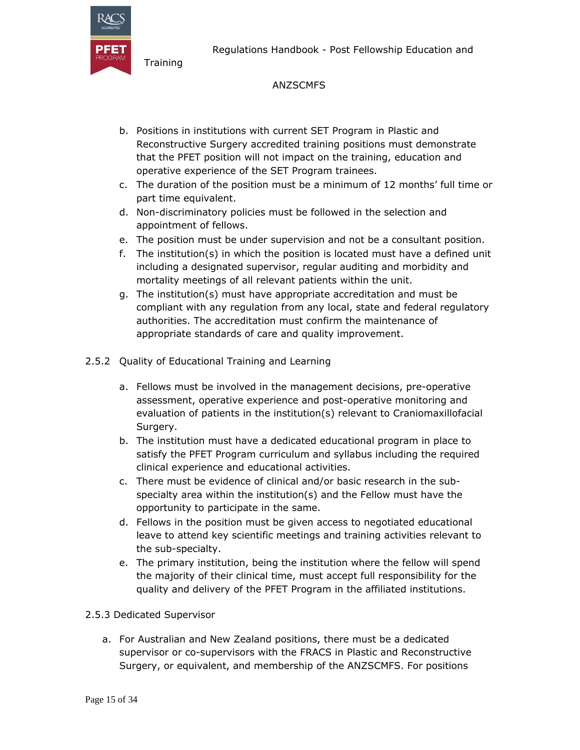b. Positions in institutions with current SET Program in Plastic and Reconstructive Surgery accredited training positions must demonstrate that the PFET position will not impact on the training, education and operative experience of the SET Program trainees.
c. The duration of the position must be a minimum of 12 months' full time or part time equivalent.
d. Non-discriminatory policies must be followed in the selection and appointment of fellows.
e. The position must be under supervision and not be a consultant position.
f. The institution(s) in which the position is located must have a defined unit including a designated supervisor, regular auditing and morbidity and mortality meetings of all relevant patients within the unit.
g. The institution(s) must have appropriate accreditation and must be compliant with any regulation from any local, state and federal regulatory authorities. The accreditation must confirm the maintenance of appropriate standards of care and quality improvement.

### 2.5.2 Quality of Educational Training and Learning

a. Fellows must be involved in the management decisions, pre-operative assessment, operative experience and post-operative monitoring and evaluation of patients in the institution(s) relevant to Craniomaxillofacial Surgery.
b. The institution must have a dedicated educational program in place to satisfy the PFET Program curriculum and syllabus including the required clinical experience and educational activities.
c. There must be evidence of clinical and/or basic research in the sub-specialty area within the institution(s) and the Fellow must have the opportunity to participate in the same.
d. Fellows in the position must be given access to negotiated educational leave to attend key scientific meetings and training activities relevant to the sub-specialty.
e. The primary institution, being the institution where the fellow will spend the majority of their clinical time, must accept full responsibility for the quality and delivery of the PFET Program in the affiliated institutions.

### 2.5.3 Dedicated Supervisor

a. For Australian and New Zealand positions, there must be a dedicated supervisor or co-supervisors with the FRACS in Plastic and Reconstructive Surgery, or equivalent, and membership of the ANZSCMFS. For positions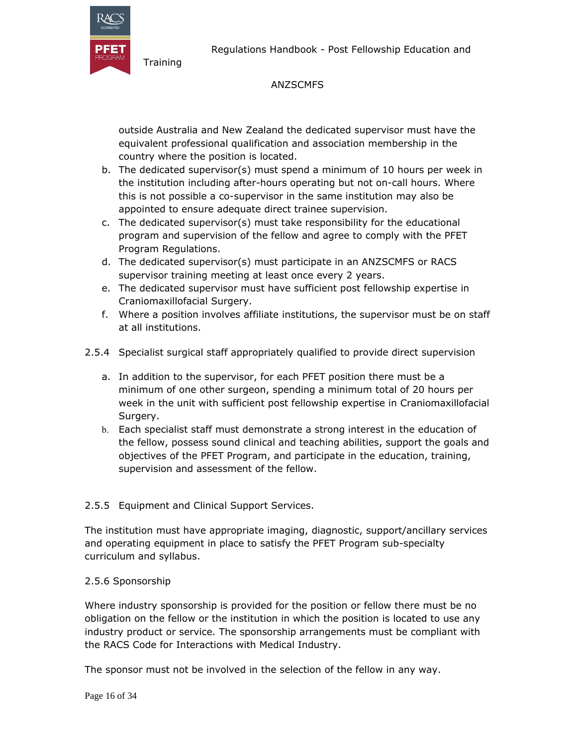outside Australia and New Zealand the dedicated supervisor must have the equivalent professional qualification and association membership in the country where the position is located.

b. The dedicated supervisor(s) must spend a minimum of 10 hours per week in the institution including after-hours operating but not on-call hours. Where this is not possible a co-supervisor in the same institution may also be appointed to ensure adequate direct trainee supervision.
c. The dedicated supervisor(s) must take responsibility for the educational program and supervision of the fellow and agree to comply with the PFET Program Regulations.
d. The dedicated supervisor(s) must participate in an ANZSCMFS or RACS supervisor training meeting at least once every 2 years.
e. The dedicated supervisor must have sufficient post fellowship expertise in Craniomaxillofacial Surgery.
f. Where a position involves affiliate institutions, the supervisor must be on staff at all institutions.

2.5.4 Specialist surgical staff appropriately qualified to provide direct supervision

a. In addition to the supervisor, for each PFET position there must be a minimum of one other surgeon, spending a minimum total of 20 hours per week in the unit with sufficient post fellowship expertise in Craniomaxillofacial Surgery.
b. Each specialist staff must demonstrate a strong interest in the education of the fellow, possess sound clinical and teaching abilities, support the goals and objectives of the PFET Program, and participate in the education, training, supervision and assessment of the fellow.

2.5.5 Equipment and Clinical Support Services.

The institution must have appropriate imaging, diagnostic, support/ancillary services and operating equipment in place to satisfy the PFET Program sub-specialty curriculum and syllabus.

2.5.6 Sponsorship

Where industry sponsorship is provided for the position or fellow there must be no obligation on the fellow or the institution in which the position is located to use any industry product or service. The sponsorship arrangements must be compliant with the RACS Code for Interactions with Medical Industry.

The sponsor must not be involved in the selection of the fellow in any way.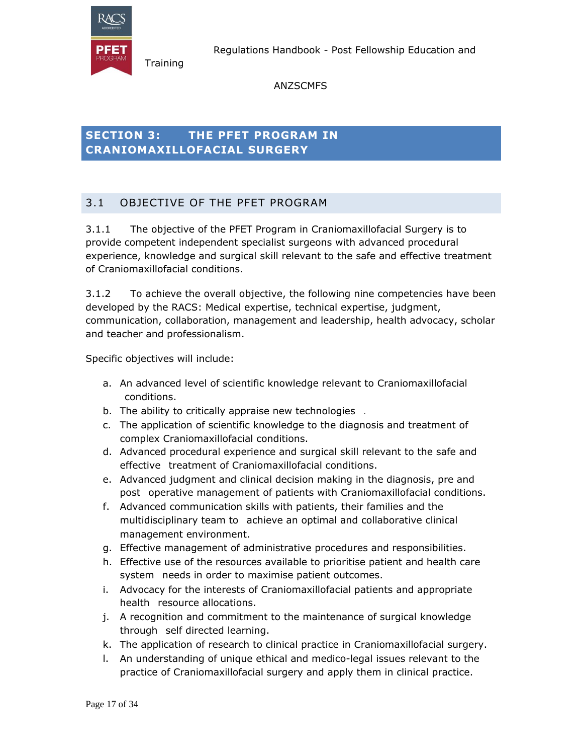## SECTION 3: THE PFET PROGRAM IN CRANIOMAXILLOFACIAL SURGERY

### 3.1 OBJECTIVE OF THE PFET PROGRAM

3.1.1 The objective of the PFET Program in Craniomaxillofacial Surgery is to provide competent independent specialist surgeons with advanced procedural experience, knowledge and surgical skill relevant to the safe and effective treatment of Craniomaxillofacial conditions.

3.1.2 To achieve the overall objective, the following nine competencies have been developed by the RACS: Medical expertise, technical expertise, judgment, communication, collaboration, management and leadership, health advocacy, scholar and teacher and professionalism.

Specific objectives will include:

a. An advanced level of scientific knowledge relevant to Craniomaxillofacial conditions.
b. The ability to critically appraise new technologies .
c. The application of scientific knowledge to the diagnosis and treatment of complex Craniomaxillofacial conditions.
d. Advanced procedural experience and surgical skill relevant to the safe and effective treatment of Craniomaxillofacial conditions.
e. Advanced judgment and clinical decision making in the diagnosis, pre and post operative management of patients with Craniomaxillofacial conditions.
f. Advanced communication skills with patients, their families and the multidisciplinary team to achieve an optimal and collaborative clinical management environment.
g. Effective management of administrative procedures and responsibilities.
h. Effective use of the resources available to prioritise patient and health care system needs in order to maximise patient outcomes.
i. Advocacy for the interests of Craniomaxillofacial patients and appropriate health resource allocations.
j. A recognition and commitment to the maintenance of surgical knowledge through self directed learning.
k. The application of research to clinical practice in Craniomaxillofacial surgery.
l. An understanding of unique ethical and medico-legal issues relevant to the practice of Craniomaxillofacial surgery and apply them in clinical practice.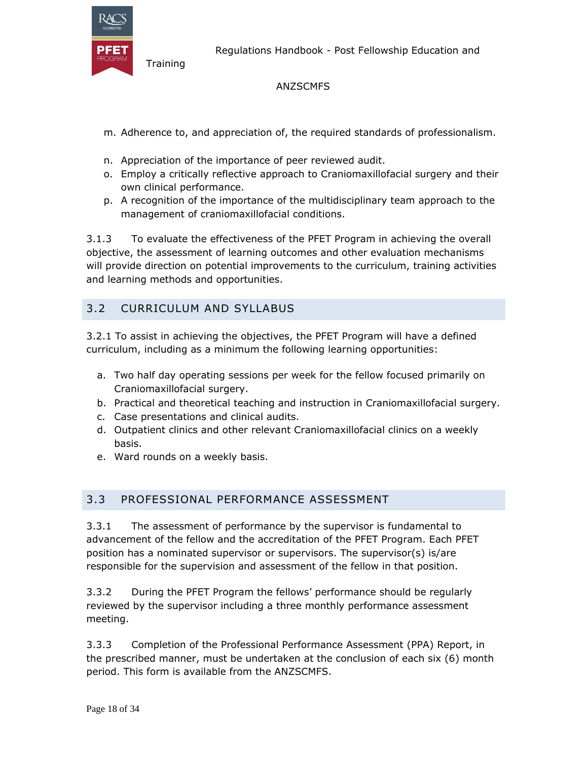m. Adherence to, and appreciation of, the required standards of professionalism.

n. Appreciation of the importance of peer reviewed audit.

o. Employ a critically reflective approach to Craniomaxillofacial surgery and their own clinical performance.

p. A recognition of the importance of the multidisciplinary team approach to the management of craniomaxillofacial conditions.

3.1.3 To evaluate the effectiveness of the PFET Program in achieving the overall objective, the assessment of learning outcomes and other evaluation mechanisms will provide direction on potential improvements to the curriculum, training activities and learning methods and opportunities.

## 3.2 CURRICULUM AND SYLLABUS

3.2.1 To assist in achieving the objectives, the PFET Program will have a defined curriculum, including as a minimum the following learning opportunities:

a. Two half day operating sessions per week for the fellow focused primarily on Craniomaxillofacial surgery.
b. Practical and theoretical teaching and instruction in Craniomaxillofacial surgery.
c. Case presentations and clinical audits.
d. Outpatient clinics and other relevant Craniomaxillofacial clinics on a weekly basis.
e. Ward rounds on a weekly basis.

## 3.3 PROFESSIONAL PERFORMANCE ASSESSMENT

3.3.1 The assessment of performance by the supervisor is fundamental to advancement of the fellow and the accreditation of the PFET Program. Each PFET position has a nominated supervisor or supervisors. The supervisor(s) is/are responsible for the supervision and assessment of the fellow in that position.

3.3.2 During the PFET Program the fellows' performance should be regularly reviewed by the supervisor including a three monthly performance assessment meeting.

3.3.3 Completion of the Professional Performance Assessment (PPA) Report, in the prescribed manner, must be undertaken at the conclusion of each six (6) month period. This form is available from the ANZSCMFS.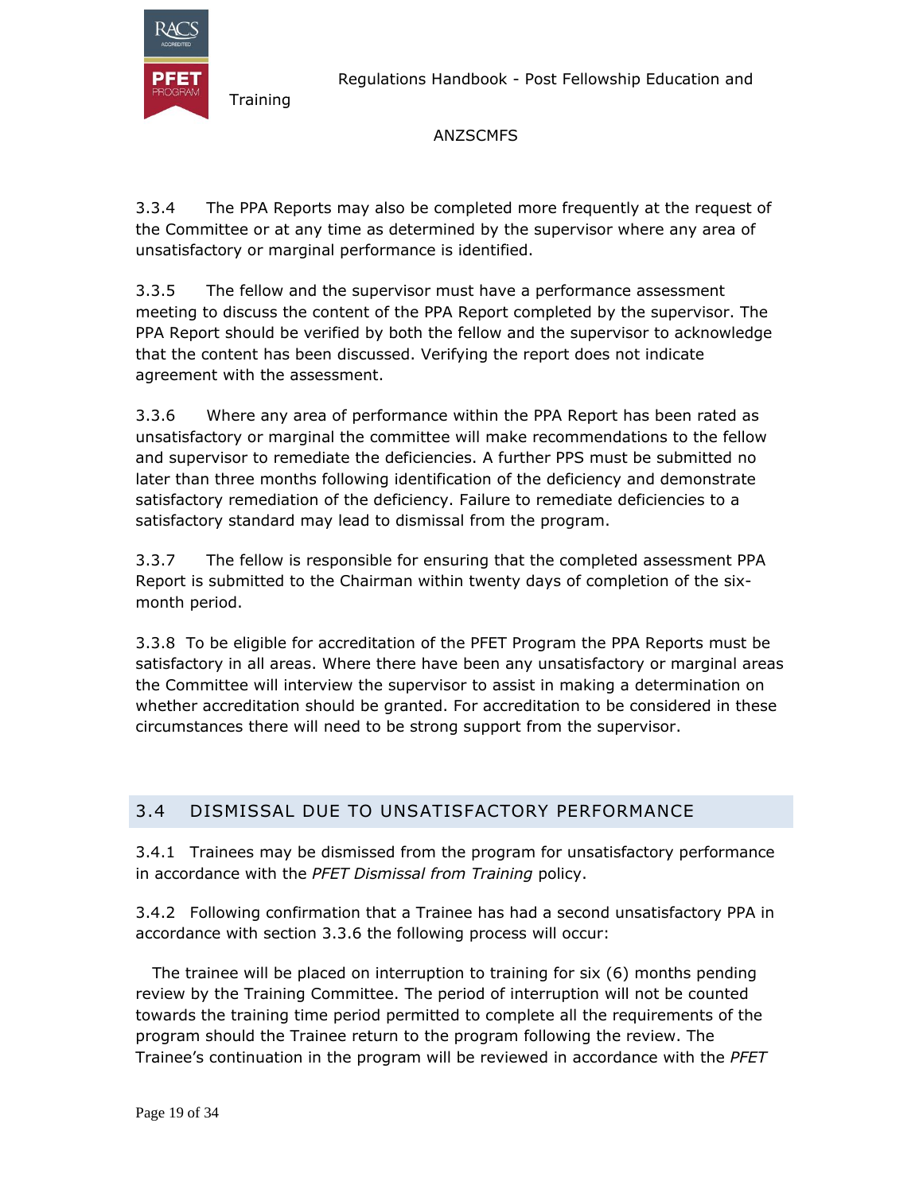3.3.4 The PPA Reports may also be completed more frequently at the request of the Committee or at any time as determined by the supervisor where any area of unsatisfactory or marginal performance is identified.

3.3.5 The fellow and the supervisor must have a performance assessment meeting to discuss the content of the PPA Report completed by the supervisor. The PPA Report should be verified by both the fellow and the supervisor to acknowledge that the content has been discussed. Verifying the report does not indicate agreement with the assessment.

3.3.6 Where any area of performance within the PPA Report has been rated as unsatisfactory or marginal the committee will make recommendations to the fellow and supervisor to remediate the deficiencies. A further PPS must be submitted no later than three months following identification of the deficiency and demonstrate satisfactory remediation of the deficiency. Failure to remediate deficiencies to a satisfactory standard may lead to dismissal from the program.

3.3.7 The fellow is responsible for ensuring that the completed assessment PPA Report is submitted to the Chairman within twenty days of completion of the six-month period.

3.3.8 To be eligible for accreditation of the PFET Program the PPA Reports must be satisfactory in all areas. Where there have been any unsatisfactory or marginal areas the Committee will interview the supervisor to assist in making a determination on whether accreditation should be granted. For accreditation to be considered in these circumstances there will need to be strong support from the supervisor.

## 3.4 DISMISSAL DUE TO UNSATISFACTORY PERFORMANCE

3.4.1 Trainees may be dismissed from the program for unsatisfactory performance in accordance with the *PFET Dismissal from Training* policy.

3.4.2 Following confirmation that a Trainee has had a second unsatisfactory PPA in accordance with section 3.3.6 the following process will occur:

The trainee will be placed on interruption to training for six (6) months pending review by the Training Committee. The period of interruption will not be counted towards the training time period permitted to complete all the requirements of the program should the Trainee return to the program following the review. The Trainee's continuation in the program will be reviewed in accordance with the *PFET*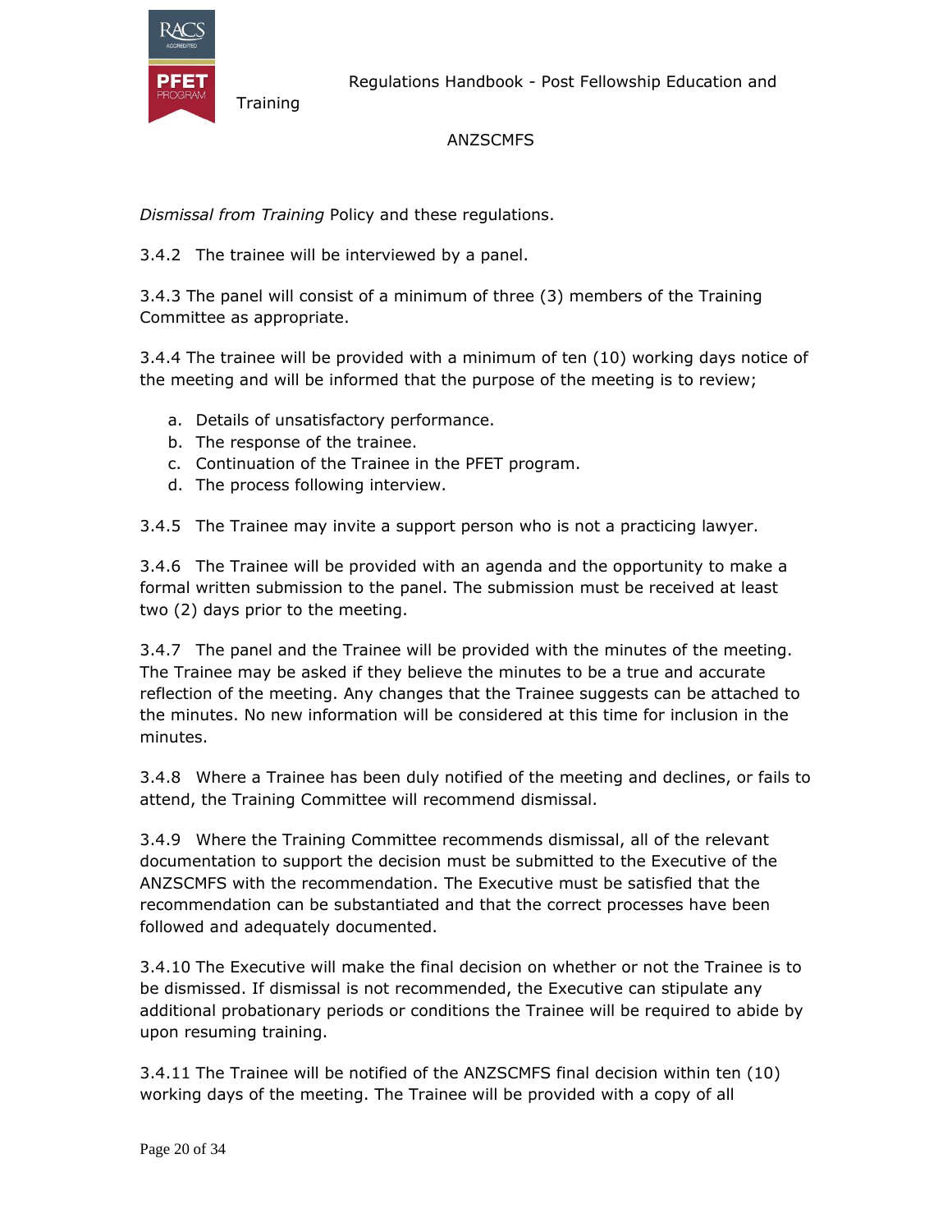*Dismissal from Training* Policy and these regulations.

3.4.2 The trainee will be interviewed by a panel.

3.4.3 The panel will consist of a minimum of three (3) members of the Training Committee as appropriate.

3.4.4 The trainee will be provided with a minimum of ten (10) working days notice of the meeting and will be informed that the purpose of the meeting is to review;

a. Details of unsatisfactory performance.
b. The response of the trainee.
c. Continuation of the Trainee in the PFET program.
d. The process following interview.

3.4.5 The Trainee may invite a support person who is not a practicing lawyer.

3.4.6 The Trainee will be provided with an agenda and the opportunity to make a formal written submission to the panel. The submission must be received at least two (2) days prior to the meeting.

3.4.7 The panel and the Trainee will be provided with the minutes of the meeting. The Trainee may be asked if they believe the minutes to be a true and accurate reflection of the meeting. Any changes that the Trainee suggests can be attached to the minutes. No new information will be considered at this time for inclusion in the minutes.

3.4.8 Where a Trainee has been duly notified of the meeting and declines, or fails to attend, the Training Committee will recommend dismissal.

3.4.9 Where the Training Committee recommends dismissal, all of the relevant documentation to support the decision must be submitted to the Executive of the ANZSCMFS with the recommendation. The Executive must be satisfied that the recommendation can be substantiated and that the correct processes have been followed and adequately documented.

3.4.10 The Executive will make the final decision on whether or not the Trainee is to be dismissed. If dismissal is not recommended, the Executive can stipulate any additional probationary periods or conditions the Trainee will be required to abide by upon resuming training.

3.4.11 The Trainee will be notified of the ANZSCMFS final decision within ten (10) working days of the meeting. The Trainee will be provided with a copy of all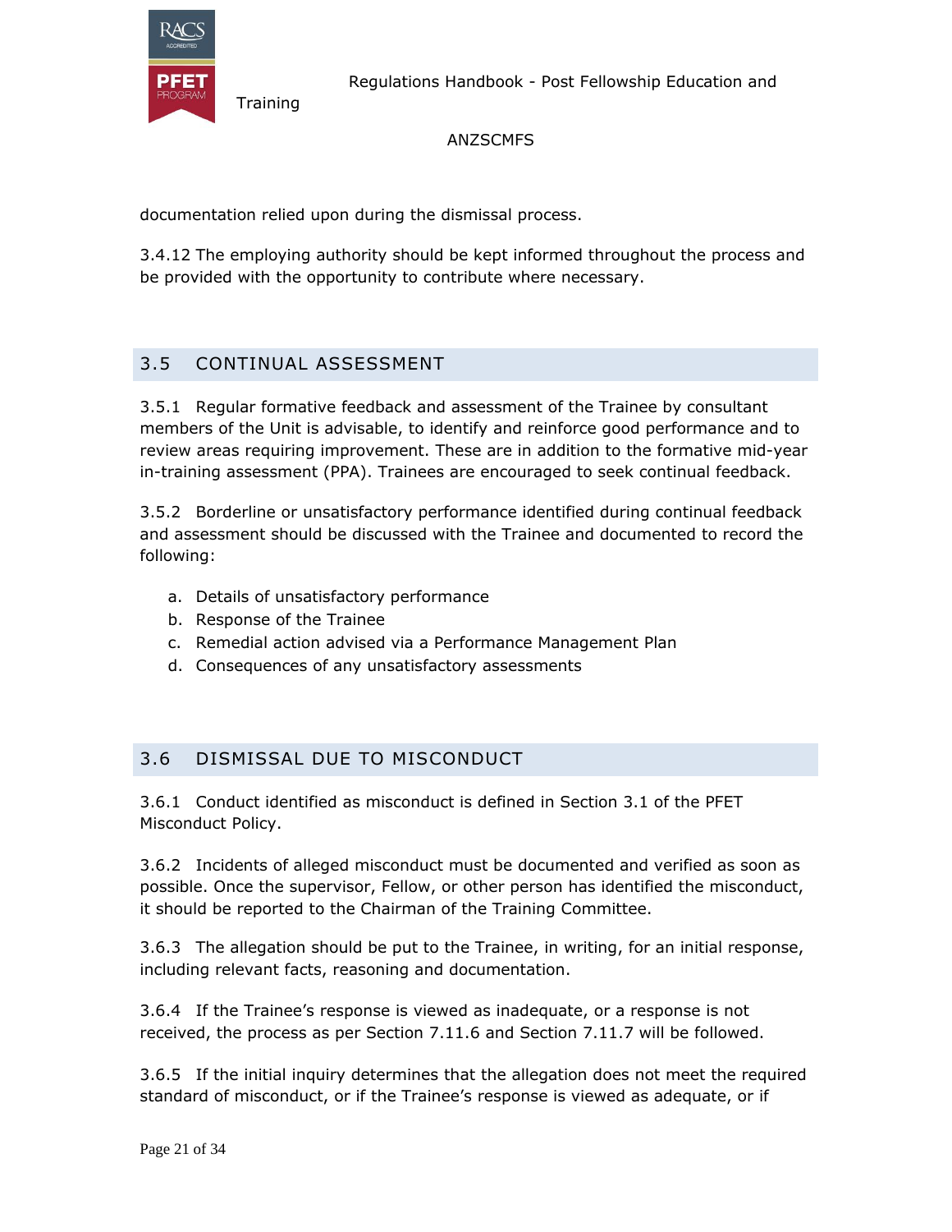documentation relied upon during the dismissal process.

3.4.12 The employing authority should be kept informed throughout the process and be provided with the opportunity to contribute where necessary.

## 3.5 CONTINUAL ASSESSMENT

3.5.1 Regular formative feedback and assessment of the Trainee by consultant members of the Unit is advisable, to identify and reinforce good performance and to review areas requiring improvement. These are in addition to the formative mid-year in-training assessment (PPA). Trainees are encouraged to seek continual feedback.

3.5.2 Borderline or unsatisfactory performance identified during continual feedback and assessment should be discussed with the Trainee and documented to record the following:

a. Details of unsatisfactory performance
b. Response of the Trainee
c. Remedial action advised via a Performance Management Plan
d. Consequences of any unsatisfactory assessments

## 3.6 DISMISSAL DUE TO MISCONDUCT

3.6.1 Conduct identified as misconduct is defined in Section 3.1 of the PFET Misconduct Policy.

3.6.2 Incidents of alleged misconduct must be documented and verified as soon as possible. Once the supervisor, Fellow, or other person has identified the misconduct, it should be reported to the Chairman of the Training Committee.

3.6.3 The allegation should be put to the Trainee, in writing, for an initial response, including relevant facts, reasoning and documentation.

3.6.4 If the Trainee's response is viewed as inadequate, or a response is not received, the process as per Section 7.11.6 and Section 7.11.7 will be followed.

3.6.5 If the initial inquiry determines that the allegation does not meet the required standard of misconduct, or if the Trainee's response is viewed as adequate, or if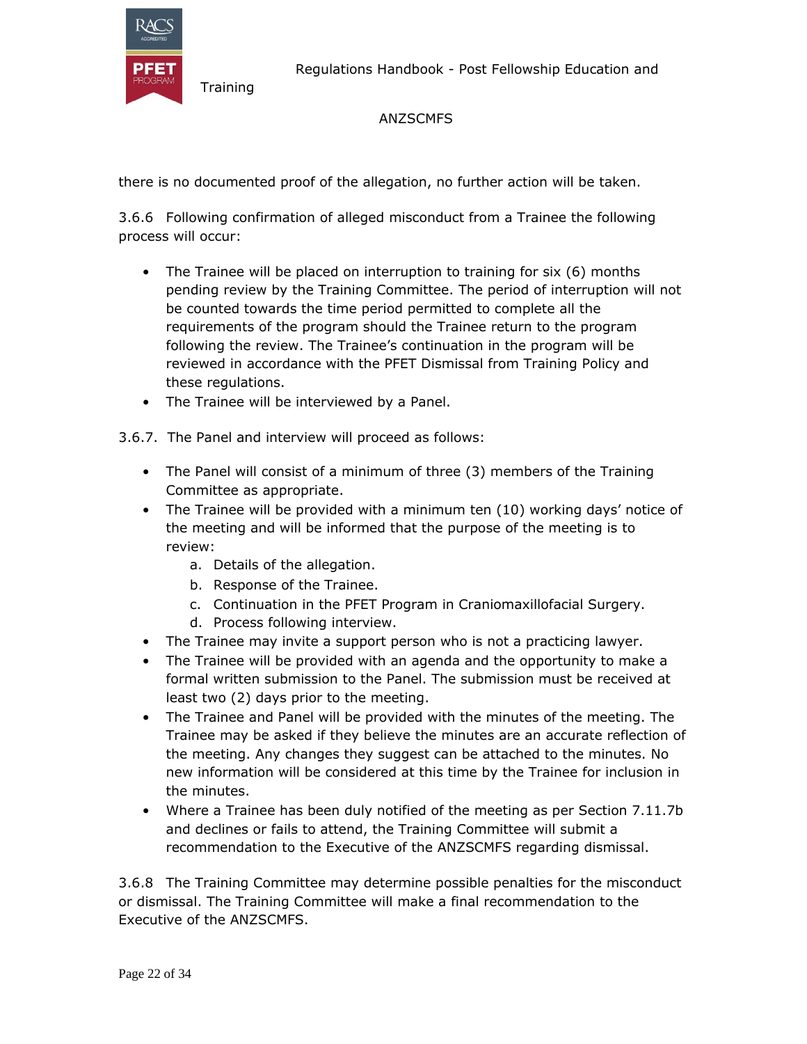there is no documented proof of the allegation, no further action will be taken.

3.6.6 Following confirmation of alleged misconduct from a Trainee the following process will occur:

- The Trainee will be placed on interruption to training for six (6) months pending review by the Training Committee. The period of interruption will not be counted towards the time period permitted to complete all the requirements of the program should the Trainee return to the program following the review. The Trainee's continuation in the program will be reviewed in accordance with the PFET Dismissal from Training Policy and these regulations.
- The Trainee will be interviewed by a Panel.

3.6.7. The Panel and interview will proceed as follows:

- The Panel will consist of a minimum of three (3) members of the Training Committee as appropriate.
- The Trainee will be provided with a minimum ten (10) working days' notice of the meeting and will be informed that the purpose of the meeting is to review:
  a. Details of the allegation.
  b. Response of the Trainee.
  c. Continuation in the PFET Program in Craniomaxillofacial Surgery.
  d. Process following interview.
- The Trainee may invite a support person who is not a practicing lawyer.
- The Trainee will be provided with an agenda and the opportunity to make a formal written submission to the Panel. The submission must be received at least two (2) days prior to the meeting.
- The Trainee and Panel will be provided with the minutes of the meeting. The Trainee may be asked if they believe the minutes are an accurate reflection of the meeting. Any changes they suggest can be attached to the minutes. No new information will be considered at this time by the Trainee for inclusion in the minutes.
- Where a Trainee has been duly notified of the meeting as per Section 7.11.7b and declines or fails to attend, the Training Committee will submit a recommendation to the Executive of the ANZSCMFS regarding dismissal.

3.6.8 The Training Committee may determine possible penalties for the misconduct or dismissal. The Training Committee will make a final recommendation to the Executive of the ANZSCMFS.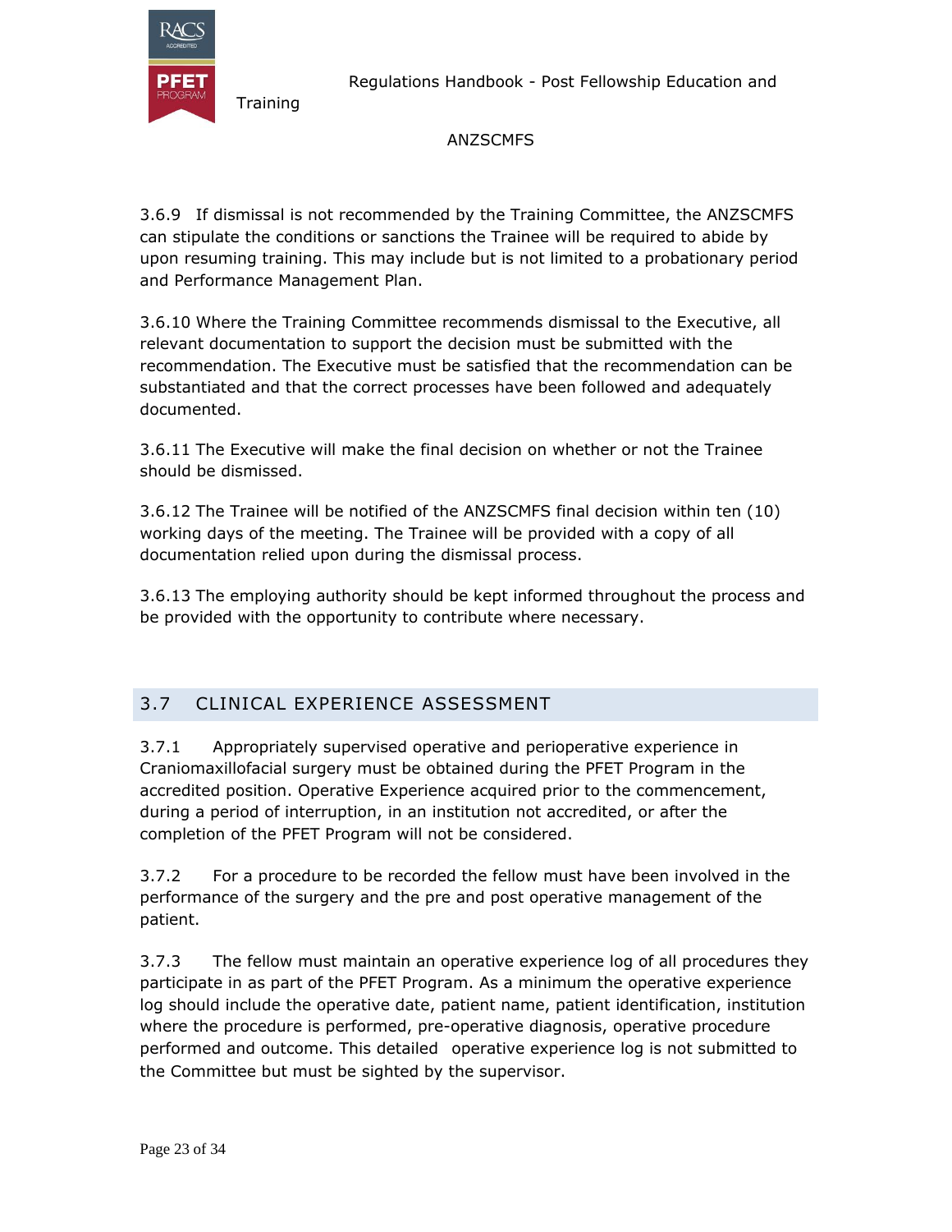3.6.9 If dismissal is not recommended by the Training Committee, the ANZSCMFS can stipulate the conditions or sanctions the Trainee will be required to abide by upon resuming training. This may include but is not limited to a probationary period and Performance Management Plan.

3.6.10 Where the Training Committee recommends dismissal to the Executive, all relevant documentation to support the decision must be submitted with the recommendation. The Executive must be satisfied that the recommendation can be substantiated and that the correct processes have been followed and adequately documented.

3.6.11 The Executive will make the final decision on whether or not the Trainee should be dismissed.

3.6.12 The Trainee will be notified of the ANZSCMFS final decision within ten (10) working days of the meeting. The Trainee will be provided with a copy of all documentation relied upon during the dismissal process.

3.6.13 The employing authority should be kept informed throughout the process and be provided with the opportunity to contribute where necessary.

## 3.7 CLINICAL EXPERIENCE ASSESSMENT

3.7.1 Appropriately supervised operative and perioperative experience in Craniomaxillofacial surgery must be obtained during the PFET Program in the accredited position. Operative Experience acquired prior to the commencement, during a period of interruption, in an institution not accredited, or after the completion of the PFET Program will not be considered.

3.7.2 For a procedure to be recorded the fellow must have been involved in the performance of the surgery and the pre and post operative management of the patient.

3.7.3 The fellow must maintain an operative experience log of all procedures they participate in as part of the PFET Program. As a minimum the operative experience log should include the operative date, patient name, patient identification, institution where the procedure is performed, pre-operative diagnosis, operative procedure performed and outcome. This detailed operative experience log is not submitted to the Committee but must be sighted by the supervisor.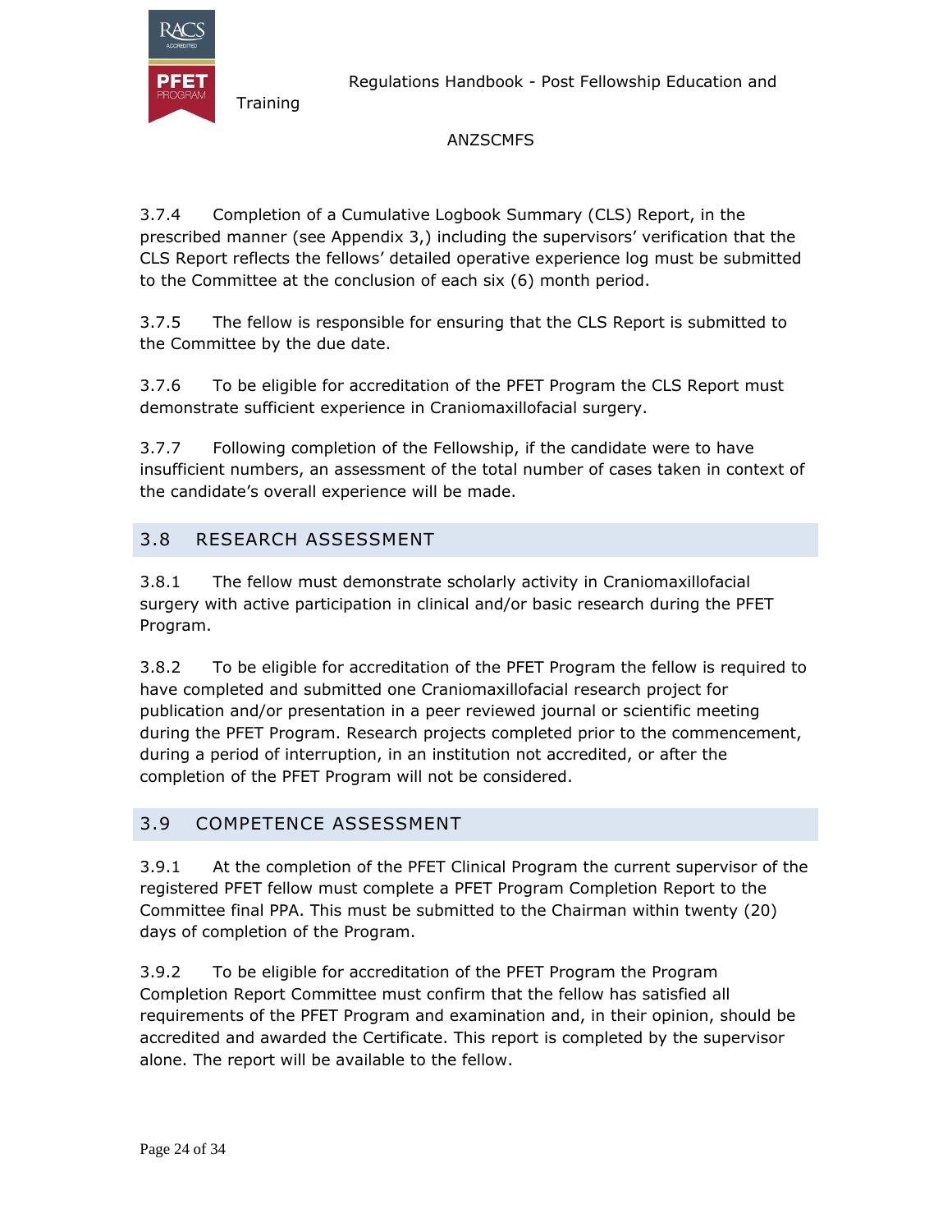3.7.4 Completion of a Cumulative Logbook Summary (CLS) Report, in the prescribed manner (see Appendix 3,) including the supervisors' verification that the CLS Report reflects the fellows' detailed operative experience log must be submitted to the Committee at the conclusion of each six (6) month period.

3.7.5 The fellow is responsible for ensuring that the CLS Report is submitted to the Committee by the due date.

3.7.6 To be eligible for accreditation of the PFET Program the CLS Report must demonstrate sufficient experience in Craniomaxillofacial surgery.

3.7.7 Following completion of the Fellowship, if the candidate were to have insufficient numbers, an assessment of the total number of cases taken in context of the candidate's overall experience will be made.

## 3.8 RESEARCH ASSESSMENT

3.8.1 The fellow must demonstrate scholarly activity in Craniomaxillofacial surgery with active participation in clinical and/or basic research during the PFET Program.

3.8.2 To be eligible for accreditation of the PFET Program the fellow is required to have completed and submitted one Craniomaxillofacial research project for publication and/or presentation in a peer reviewed journal or scientific meeting during the PFET Program. Research projects completed prior to the commencement, during a period of interruption, in an institution not accredited, or after the completion of the PFET Program will not be considered.

## 3.9 COMPETENCE ASSESSMENT

3.9.1 At the completion of the PFET Clinical Program the current supervisor of the registered PFET fellow must complete a PFET Program Completion Report to the Committee final PPA. This must be submitted to the Chairman within twenty (20) days of completion of the Program.

3.9.2 To be eligible for accreditation of the PFET Program the Program Completion Report Committee must confirm that the fellow has satisfied all requirements of the PFET Program and examination and, in their opinion, should be accredited and awarded the Certificate. This report is completed by the supervisor alone. The report will be available to the fellow.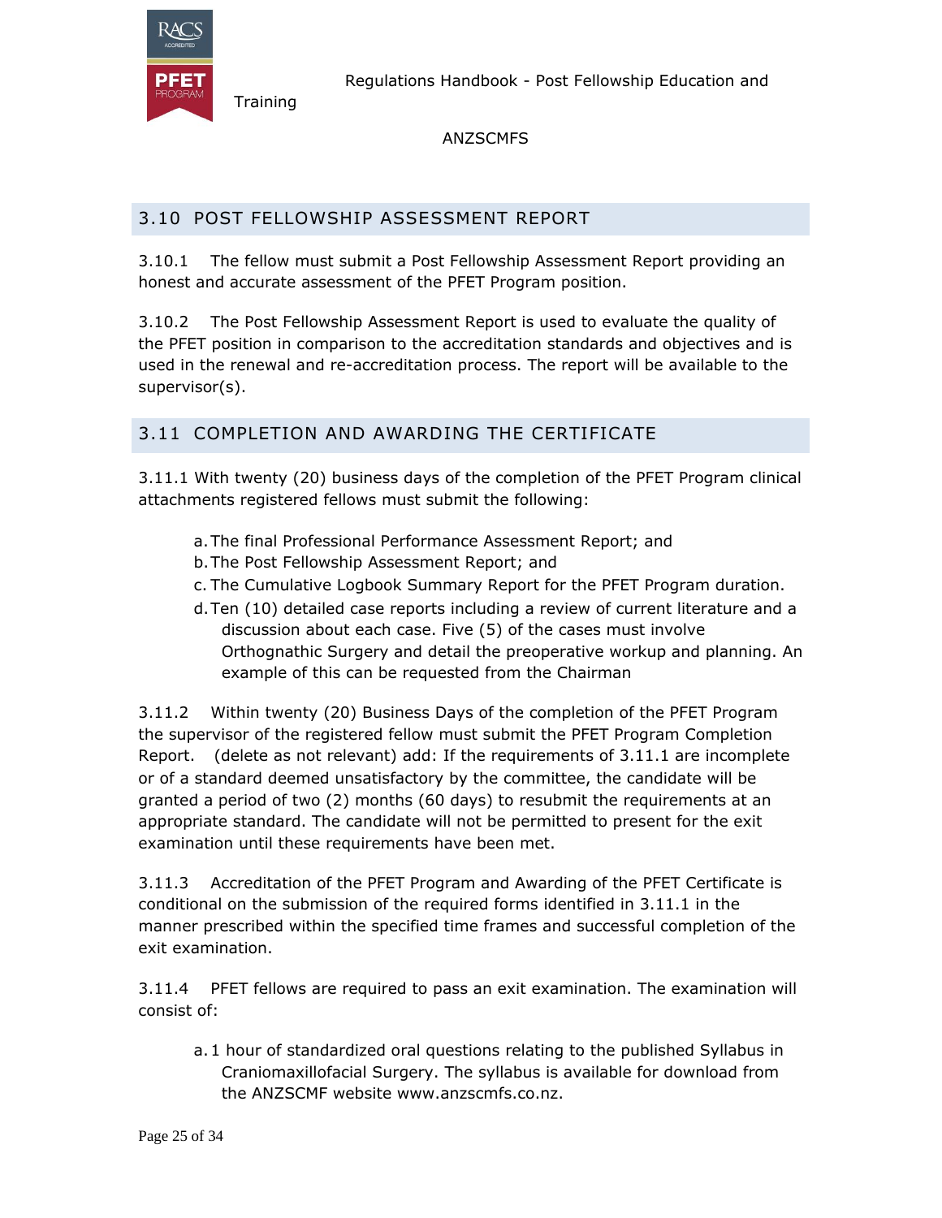## 3.10 POST FELLOWSHIP ASSESSMENT REPORT

3.10.1 The fellow must submit a Post Fellowship Assessment Report providing an honest and accurate assessment of the PFET Program position.

3.10.2 The Post Fellowship Assessment Report is used to evaluate the quality of the PFET position in comparison to the accreditation standards and objectives and is used in the renewal and re-accreditation process. The report will be available to the supervisor(s).

## 3.11 COMPLETION AND AWARDING THE CERTIFICATE

3.11.1 With twenty (20) business days of the completion of the PFET Program clinical attachments registered fellows must submit the following:

a. The final Professional Performance Assessment Report; and
b. The Post Fellowship Assessment Report; and
c. The Cumulative Logbook Summary Report for the PFET Program duration.
d. Ten (10) detailed case reports including a review of current literature and a discussion about each case. Five (5) of the cases must involve Orthognathic Surgery and detail the preoperative workup and planning. An example of this can be requested from the Chairman

3.11.2 Within twenty (20) Business Days of the completion of the PFET Program the supervisor of the registered fellow must submit the PFET Program Completion Report. (delete as not relevant) add: If the requirements of 3.11.1 are incomplete or of a standard deemed unsatisfactory by the committee, the candidate will be granted a period of two (2) months (60 days) to resubmit the requirements at an appropriate standard. The candidate will not be permitted to present for the exit examination until these requirements have been met.

3.11.3 Accreditation of the PFET Program and Awarding of the PFET Certificate is conditional on the submission of the required forms identified in 3.11.1 in the manner prescribed within the specified time frames and successful completion of the exit examination.

3.11.4 PFET fellows are required to pass an exit examination. The examination will consist of:

a. 1 hour of standardized oral questions relating to the published Syllabus in Craniomaxillofacial Surgery. The syllabus is available for download from the ANZSCMF website www.anzscmfs.co.nz.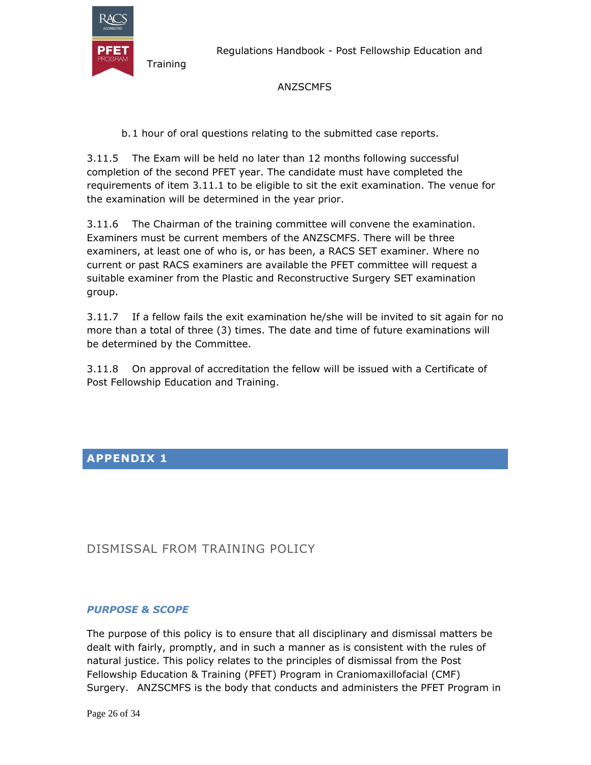b. 1 hour of oral questions relating to the submitted case reports.

3.11.5 The Exam will be held no later than 12 months following successful completion of the second PFET year. The candidate must have completed the requirements of item 3.11.1 to be eligible to sit the exit examination. The venue for the examination will be determined in the year prior.

3.11.6 The Chairman of the training committee will convene the examination. Examiners must be current members of the ANZSCMFS. There will be three examiners, at least one of who is, or has been, a RACS SET examiner. Where no current or past RACS examiners are available the PFET committee will request a suitable examiner from the Plastic and Reconstructive Surgery SET examination group.

3.11.7 If a fellow fails the exit examination he/she will be invited to sit again for no more than a total of three (3) times. The date and time of future examinations will be determined by the Committee.

3.11.8 On approval of accreditation the fellow will be issued with a Certificate of Post Fellowship Education and Training.

# APPENDIX 1

## DISMISSAL FROM TRAINING POLICY

### *PURPOSE & SCOPE*

The purpose of this policy is to ensure that all disciplinary and dismissal matters be dealt with fairly, promptly, and in such a manner as is consistent with the rules of natural justice. This policy relates to the principles of dismissal from the Post Fellowship Education & Training (PFET) Program in Craniomaxillofacial (CMF) Surgery. ANZSCMFS is the body that conducts and administers the PFET Program in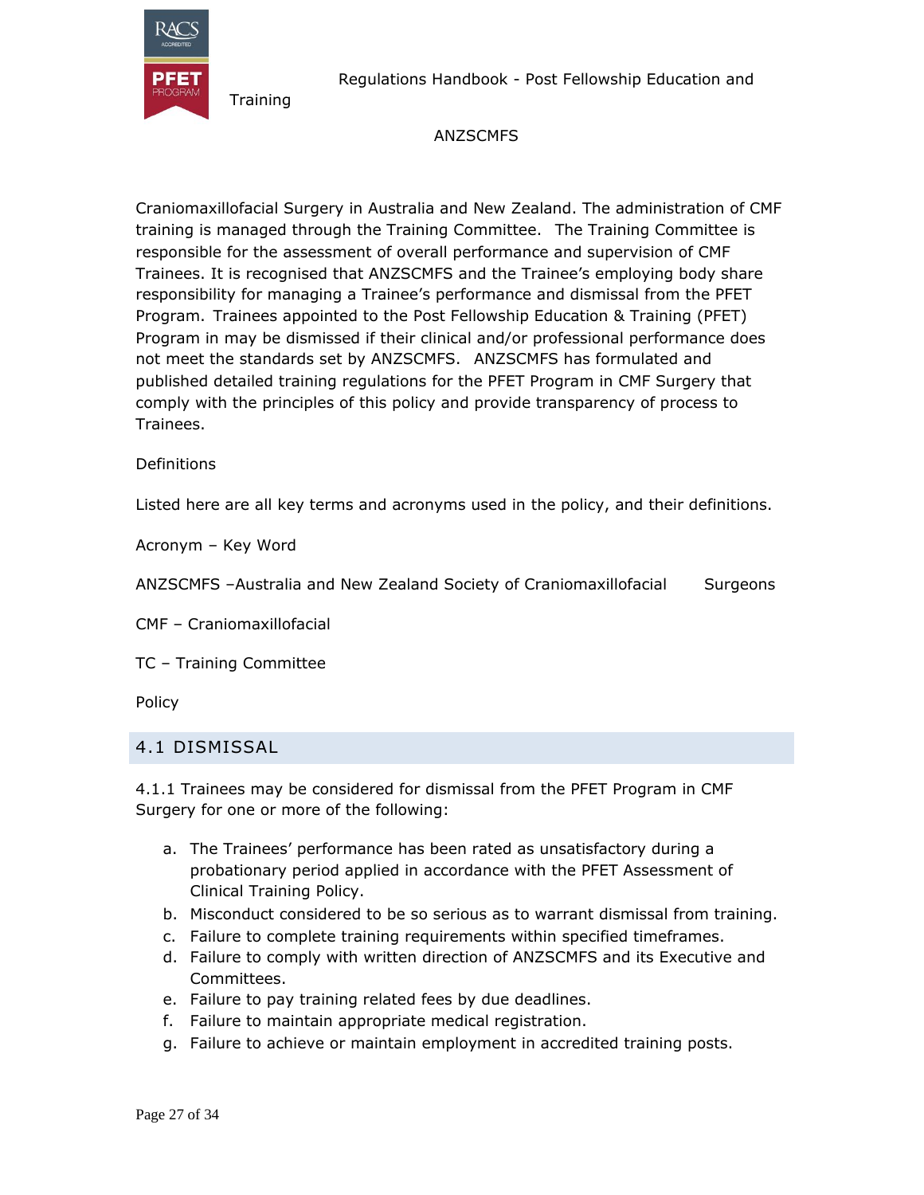Craniomaxillofacial Surgery in Australia and New Zealand. The administration of CMF training is managed through the Training Committee. The Training Committee is responsible for the assessment of overall performance and supervision of CMF Trainees. It is recognised that ANZSCMFS and the Trainee's employing body share responsibility for managing a Trainee's performance and dismissal from the PFET Program. Trainees appointed to the Post Fellowship Education & Training (PFET) Program in may be dismissed if their clinical and/or professional performance does not meet the standards set by ANZSCMFS. ANZSCMFS has formulated and published detailed training regulations for the PFET Program in CMF Surgery that comply with the principles of this policy and provide transparency of process to Trainees.

Definitions

Listed here are all key terms and acronyms used in the policy, and their definitions.

Acronym – Key Word

ANZSCMFS –Australia and New Zealand Society of Craniomaxillofacial Surgeons

CMF – Craniomaxillofacial

TC – Training Committee

Policy

## 4.1 DISMISSAL

4.1.1 Trainees may be considered for dismissal from the PFET Program in CMF Surgery for one or more of the following:

a. The Trainees' performance has been rated as unsatisfactory during a probationary period applied in accordance with the PFET Assessment of Clinical Training Policy.
b. Misconduct considered to be so serious as to warrant dismissal from training.
c. Failure to complete training requirements within specified timeframes.
d. Failure to comply with written direction of ANZSCMFS and its Executive and Committees.
e. Failure to pay training related fees by due deadlines.
f. Failure to maintain appropriate medical registration.
g. Failure to achieve or maintain employment in accredited training posts.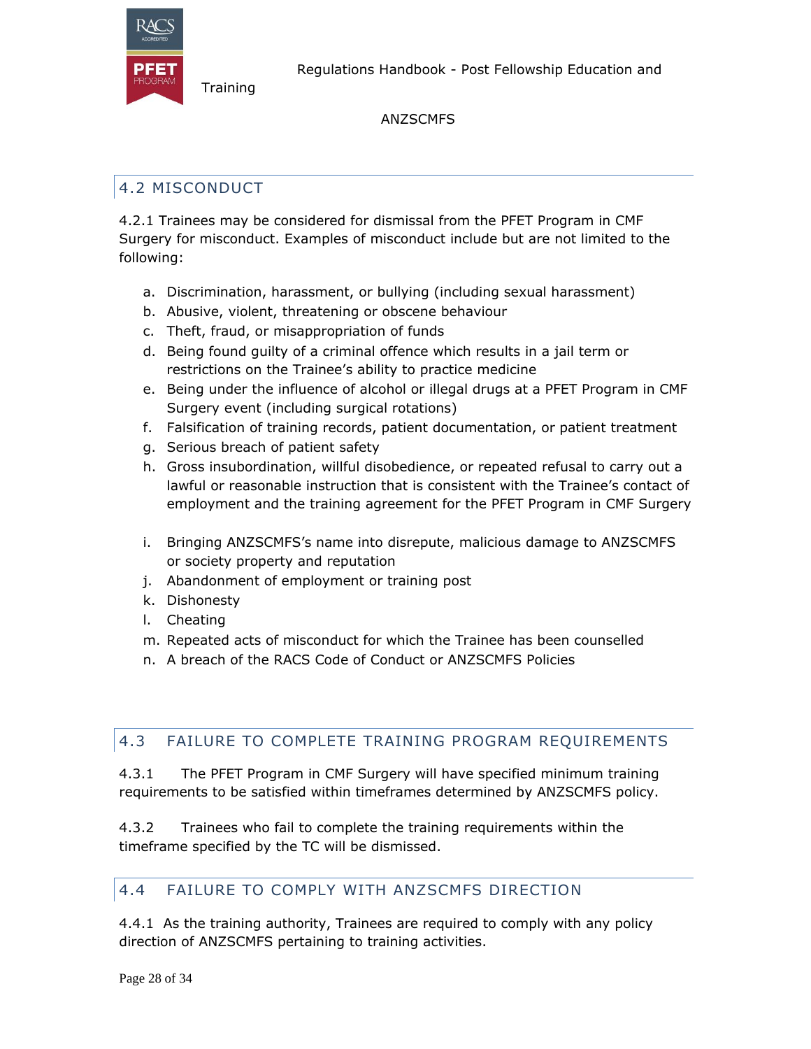## 4.2 MISCONDUCT

4.2.1 Trainees may be considered for dismissal from the PFET Program in CMF Surgery for misconduct. Examples of misconduct include but are not limited to the following:

a. Discrimination, harassment, or bullying (including sexual harassment)
b. Abusive, violent, threatening or obscene behaviour
c. Theft, fraud, or misappropriation of funds
d. Being found guilty of a criminal offence which results in a jail term or restrictions on the Trainee's ability to practice medicine
e. Being under the influence of alcohol or illegal drugs at a PFET Program in CMF Surgery event (including surgical rotations)
f. Falsification of training records, patient documentation, or patient treatment
g. Serious breach of patient safety
h. Gross insubordination, willful disobedience, or repeated refusal to carry out a lawful or reasonable instruction that is consistent with the Trainee's contact of employment and the training agreement for the PFET Program in CMF Surgery
i. Bringing ANZSCMFS's name into disrepute, malicious damage to ANZSCMFS or society property and reputation
j. Abandonment of employment or training post
k. Dishonesty
l. Cheating
m. Repeated acts of misconduct for which the Trainee has been counselled
n. A breach of the RACS Code of Conduct or ANZSCMFS Policies

## 4.3 FAILURE TO COMPLETE TRAINING PROGRAM REQUIREMENTS

4.3.1 The PFET Program in CMF Surgery will have specified minimum training requirements to be satisfied within timeframes determined by ANZSCMFS policy.

4.3.2 Trainees who fail to complete the training requirements within the timeframe specified by the TC will be dismissed.

## 4.4 FAILURE TO COMPLY WITH ANZSCMFS DIRECTION

4.4.1 As the training authority, Trainees are required to comply with any policy direction of ANZSCMFS pertaining to training activities.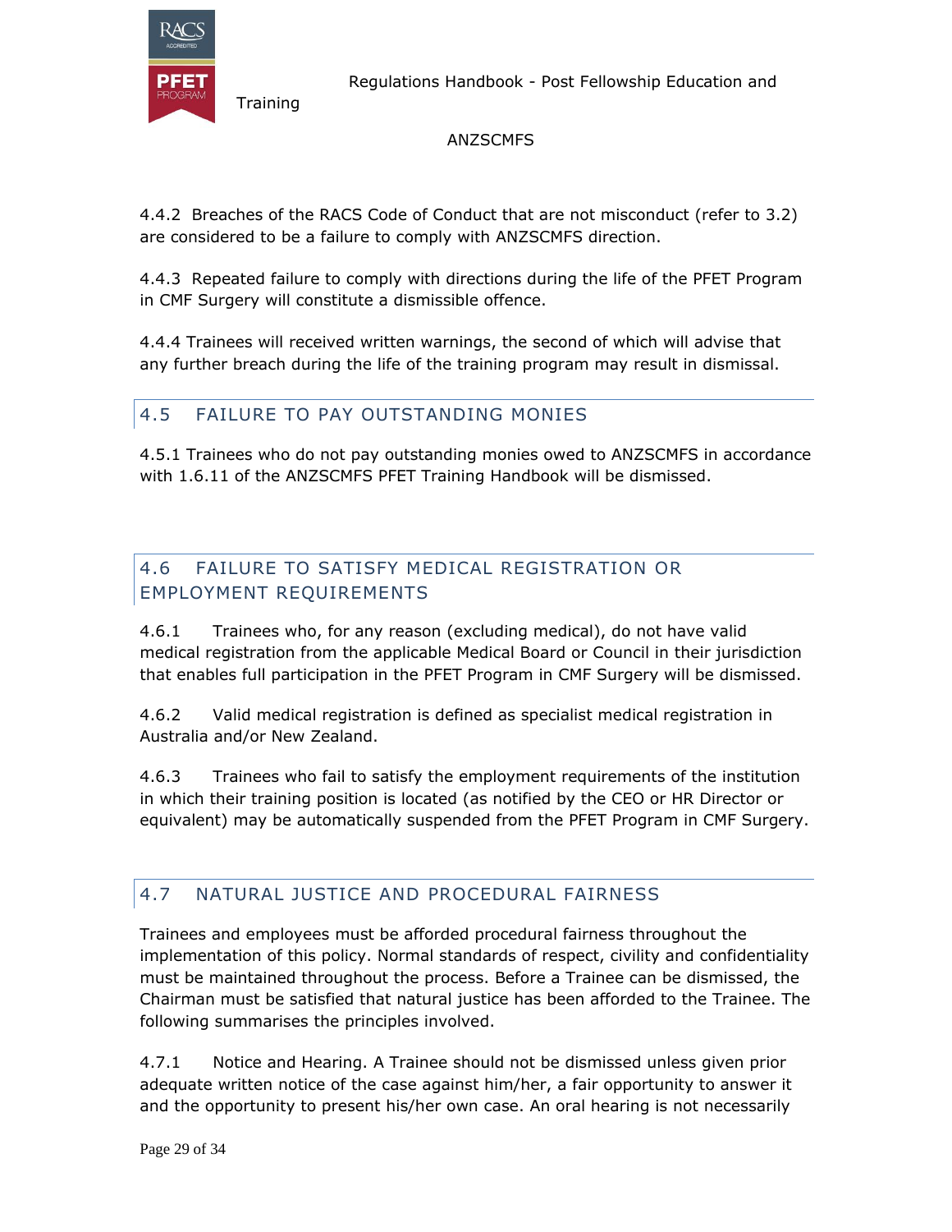4.4.2 Breaches of the RACS Code of Conduct that are not misconduct (refer to 3.2) are considered to be a failure to comply with ANZSCMFS direction.

4.4.3 Repeated failure to comply with directions during the life of the PFET Program in CMF Surgery will constitute a dismissible offence.

4.4.4 Trainees will received written warnings, the second of which will advise that any further breach during the life of the training program may result in dismissal.

## 4.5 FAILURE TO PAY OUTSTANDING MONIES

4.5.1 Trainees who do not pay outstanding monies owed to ANZSCMFS in accordance with 1.6.11 of the ANZSCMFS PFET Training Handbook will be dismissed.

## 4.6 FAILURE TO SATISFY MEDICAL REGISTRATION OR EMPLOYMENT REQUIREMENTS

4.6.1 Trainees who, for any reason (excluding medical), do not have valid medical registration from the applicable Medical Board or Council in their jurisdiction that enables full participation in the PFET Program in CMF Surgery will be dismissed.

4.6.2 Valid medical registration is defined as specialist medical registration in Australia and/or New Zealand.

4.6.3 Trainees who fail to satisfy the employment requirements of the institution in which their training position is located (as notified by the CEO or HR Director or equivalent) may be automatically suspended from the PFET Program in CMF Surgery.

## 4.7 NATURAL JUSTICE AND PROCEDURAL FAIRNESS

Trainees and employees must be afforded procedural fairness throughout the implementation of this policy. Normal standards of respect, civility and confidentiality must be maintained throughout the process. Before a Trainee can be dismissed, the Chairman must be satisfied that natural justice has been afforded to the Trainee. The following summarises the principles involved.

4.7.1 Notice and Hearing. A Trainee should not be dismissed unless given prior adequate written notice of the case against him/her, a fair opportunity to answer it and the opportunity to present his/her own case. An oral hearing is not necessarily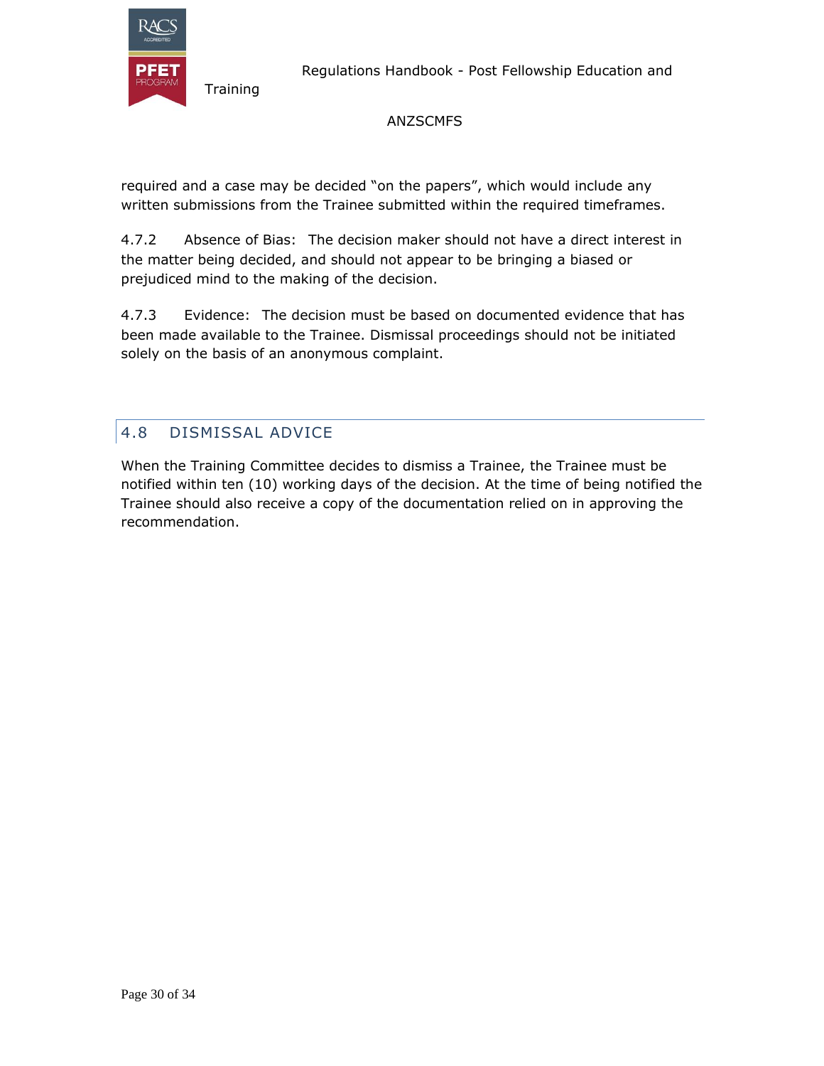required and a case may be decided "on the papers", which would include any written submissions from the Trainee submitted within the required timeframes.

4.7.2 Absence of Bias: The decision maker should not have a direct interest in the matter being decided, and should not appear to be bringing a biased or prejudiced mind to the making of the decision.

4.7.3 Evidence: The decision must be based on documented evidence that has been made available to the Trainee. Dismissal proceedings should not be initiated solely on the basis of an anonymous complaint.

## 4.8 DISMISSAL ADVICE

When the Training Committee decides to dismiss a Trainee, the Trainee must be notified within ten (10) working days of the decision. At the time of being notified the Trainee should also receive a copy of the documentation relied on in approving the recommendation.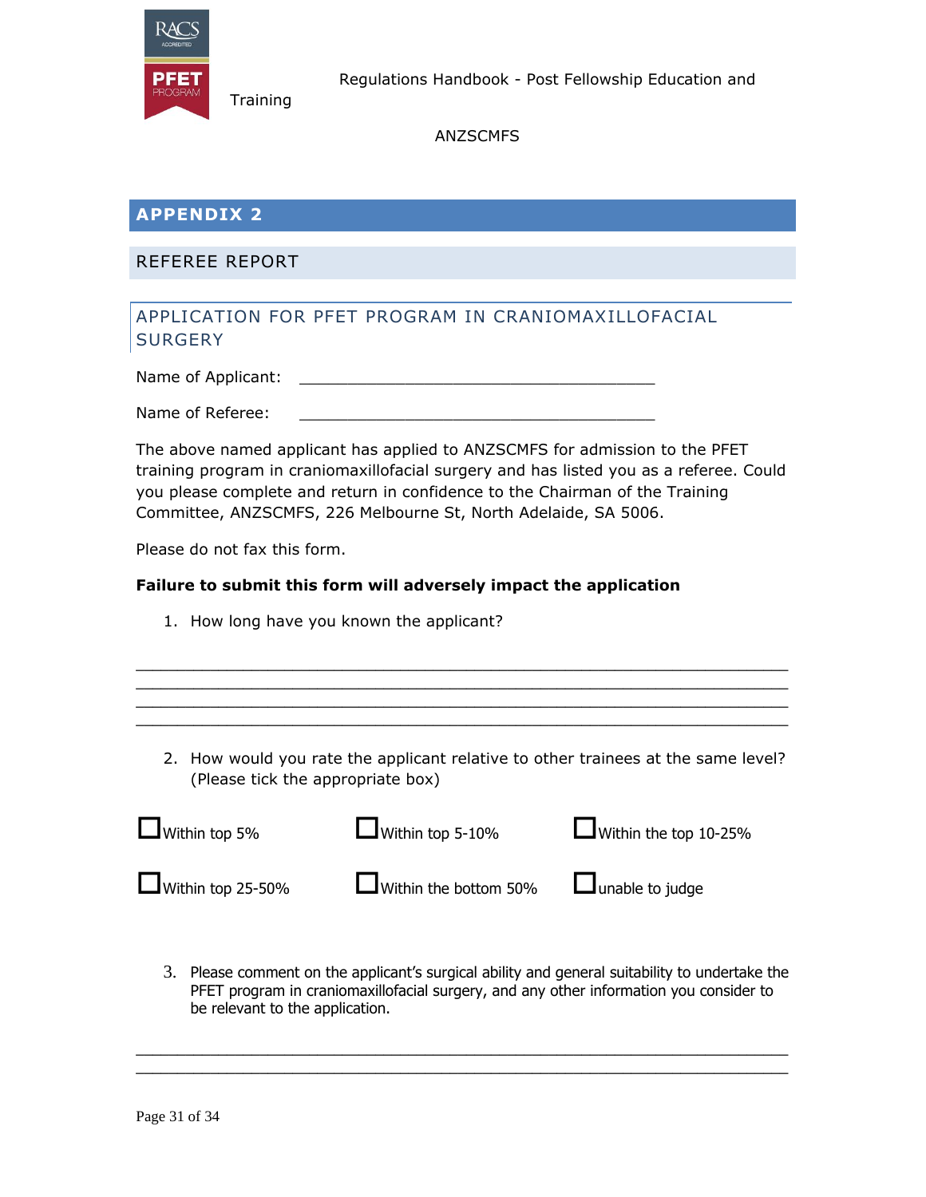## APPENDIX 2

### REFEREE REPORT

### APPLICATION FOR PFET PROGRAM IN CRANIOMAXILLOFACIAL SURGERY

Name of Applicant: ______________________________________

Name of Referee: ______________________________________

The above named applicant has applied to ANZSCMFS for admission to the PFET training program in craniomaxillofacial surgery and has listed you as a referee. Could you please complete and return in confidence to the Chairman of the Training Committee, ANZSCMFS, 226 Melbourne St, North Adelaide, SA 5006.

Please do not fax this form.

**Failure to submit this form will adversely impact the application**

1. How long have you known the applicant?

_____________________________________________________________________
_____________________________________________________________________
_____________________________________________________________________
_____________________________________________________________________

2. How would you rate the applicant relative to other trainees at the same level? (Please tick the appropriate box)

☐ Within top 5% ☐ Within top 5-10% ☐ Within the top 10-25%

☐ Within top 25-50% ☐ Within the bottom 50% ☐ unable to judge

3. Please comment on the applicant's surgical ability and general suitability to undertake the PFET program in craniomaxillofacial surgery, and any other information you consider to be relevant to the application.

_____________________________________________________________________
_____________________________________________________________________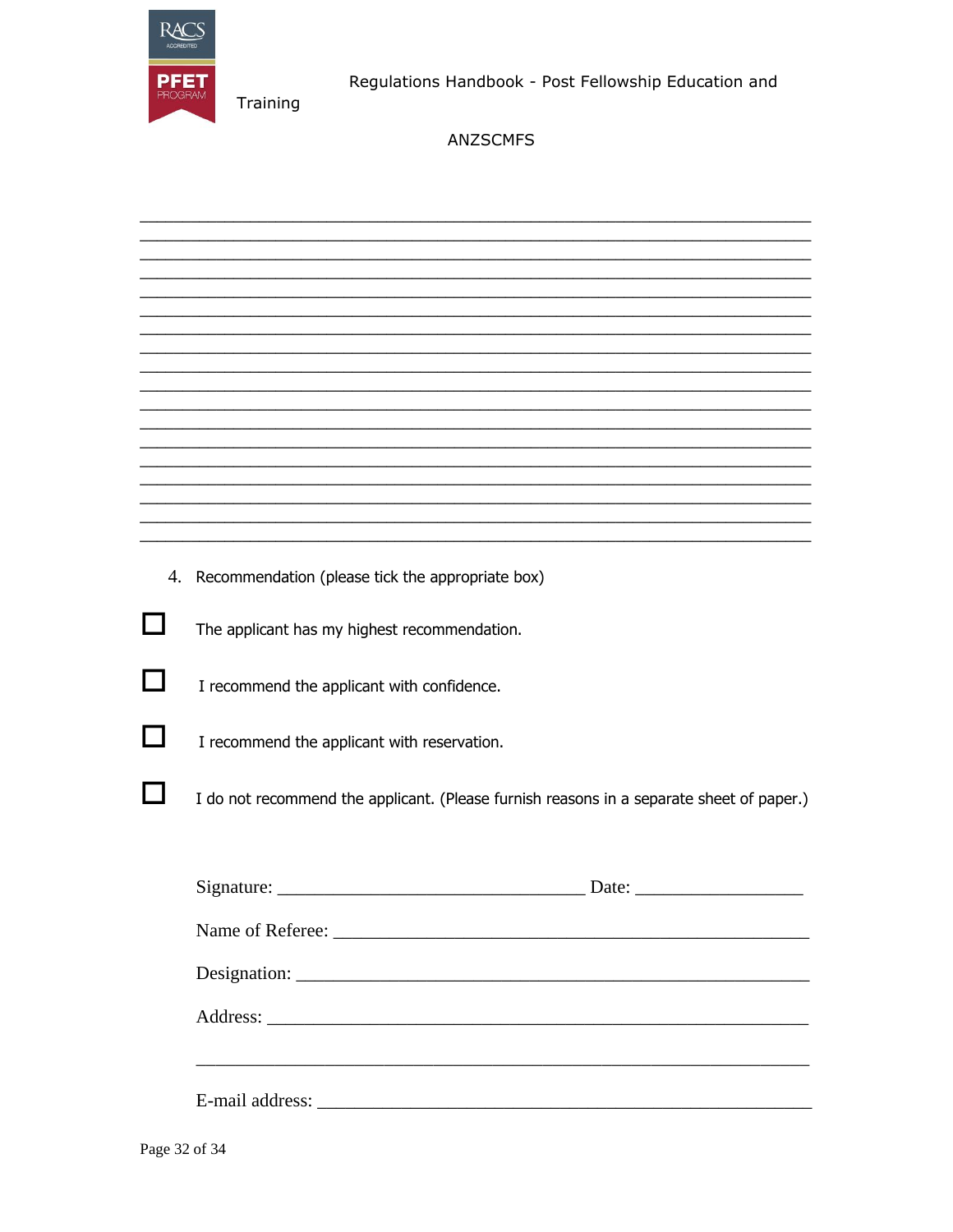\_\_\_\_\_\_\_\_\_\_\_\_\_\_\_\_\_\_\_\_\_\_\_\_\_\_\_\_\_\_\_\_\_\_\_\_\_\_\_\_\_\_\_\_\_\_\_\_\_\_\_\_\_\_\_\_\_\_\_\_\_\_\_\_\_\_\_\_\_\_\_\_\_\_\_\_
\_\_\_\_\_\_\_\_\_\_\_\_\_\_\_\_\_\_\_\_\_\_\_\_\_\_\_\_\_\_\_\_\_\_\_\_\_\_\_\_\_\_\_\_\_\_\_\_\_\_\_\_\_\_\_\_\_\_\_\_\_\_\_\_\_\_\_\_\_\_\_\_\_\_\_\_
\_\_\_\_\_\_\_\_\_\_\_\_\_\_\_\_\_\_\_\_\_\_\_\_\_\_\_\_\_\_\_\_\_\_\_\_\_\_\_\_\_\_\_\_\_\_\_\_\_\_\_\_\_\_\_\_\_\_\_\_\_\_\_\_\_\_\_\_\_\_\_\_\_\_\_\_
\_\_\_\_\_\_\_\_\_\_\_\_\_\_\_\_\_\_\_\_\_\_\_\_\_\_\_\_\_\_\_\_\_\_\_\_\_\_\_\_\_\_\_\_\_\_\_\_\_\_\_\_\_\_\_\_\_\_\_\_\_\_\_\_\_\_\_\_\_\_\_\_\_\_\_\_
\_\_\_\_\_\_\_\_\_\_\_\_\_\_\_\_\_\_\_\_\_\_\_\_\_\_\_\_\_\_\_\_\_\_\_\_\_\_\_\_\_\_\_\_\_\_\_\_\_\_\_\_\_\_\_\_\_\_\_\_\_\_\_\_\_\_\_\_\_\_\_\_\_\_\_\_
\_\_\_\_\_\_\_\_\_\_\_\_\_\_\_\_\_\_\_\_\_\_\_\_\_\_\_\_\_\_\_\_\_\_\_\_\_\_\_\_\_\_\_\_\_\_\_\_\_\_\_\_\_\_\_\_\_\_\_\_\_\_\_\_\_\_\_\_\_\_\_\_\_\_\_\_
\_\_\_\_\_\_\_\_\_\_\_\_\_\_\_\_\_\_\_\_\_\_\_\_\_\_\_\_\_\_\_\_\_\_\_\_\_\_\_\_\_\_\_\_\_\_\_\_\_\_\_\_\_\_\_\_\_\_\_\_\_\_\_\_\_\_\_\_\_\_\_\_\_\_\_\_
\_\_\_\_\_\_\_\_\_\_\_\_\_\_\_\_\_\_\_\_\_\_\_\_\_\_\_\_\_\_\_\_\_\_\_\_\_\_\_\_\_\_\_\_\_\_\_\_\_\_\_\_\_\_\_\_\_\_\_\_\_\_\_\_\_\_\_\_\_\_\_\_\_\_\_\_
\_\_\_\_\_\_\_\_\_\_\_\_\_\_\_\_\_\_\_\_\_\_\_\_\_\_\_\_\_\_\_\_\_\_\_\_\_\_\_\_\_\_\_\_\_\_\_\_\_\_\_\_\_\_\_\_\_\_\_\_\_\_\_\_\_\_\_\_\_\_\_\_\_\_\_\_
\_\_\_\_\_\_\_\_\_\_\_\_\_\_\_\_\_\_\_\_\_\_\_\_\_\_\_\_\_\_\_\_\_\_\_\_\_\_\_\_\_\_\_\_\_\_\_\_\_\_\_\_\_\_\_\_\_\_\_\_\_\_\_\_\_\_\_\_\_\_\_\_\_\_\_\_
\_\_\_\_\_\_\_\_\_\_\_\_\_\_\_\_\_\_\_\_\_\_\_\_\_\_\_\_\_\_\_\_\_\_\_\_\_\_\_\_\_\_\_\_\_\_\_\_\_\_\_\_\_\_\_\_\_\_\_\_\_\_\_\_\_\_\_\_\_\_\_\_\_\_\_\_
\_\_\_\_\_\_\_\_\_\_\_\_\_\_\_\_\_\_\_\_\_\_\_\_\_\_\_\_\_\_\_\_\_\_\_\_\_\_\_\_\_\_\_\_\_\_\_\_\_\_\_\_\_\_\_\_\_\_\_\_\_\_\_\_\_\_\_\_\_\_\_\_\_\_\_\_
\_\_\_\_\_\_\_\_\_\_\_\_\_\_\_\_\_\_\_\_\_\_\_\_\_\_\_\_\_\_\_\_\_\_\_\_\_\_\_\_\_\_\_\_\_\_\_\_\_\_\_\_\_\_\_\_\_\_\_\_\_\_\_\_\_\_\_\_\_\_\_\_\_\_\_\_
\_\_\_\_\_\_\_\_\_\_\_\_\_\_\_\_\_\_\_\_\_\_\_\_\_\_\_\_\_\_\_\_\_\_\_\_\_\_\_\_\_\_\_\_\_\_\_\_\_\_\_\_\_\_\_\_\_\_\_\_\_\_\_\_\_\_\_\_\_\_\_\_\_\_\_\_
\_\_\_\_\_\_\_\_\_\_\_\_\_\_\_\_\_\_\_\_\_\_\_\_\_\_\_\_\_\_\_\_\_\_\_\_\_\_\_\_\_\_\_\_\_\_\_\_\_\_\_\_\_\_\_\_\_\_\_\_\_\_\_\_\_\_\_\_\_\_\_\_\_\_\_\_
\_\_\_\_\_\_\_\_\_\_\_\_\_\_\_\_\_\_\_\_\_\_\_\_\_\_\_\_\_\_\_\_\_\_\_\_\_\_\_\_\_\_\_\_\_\_\_\_\_\_\_\_\_\_\_\_\_\_\_\_\_\_\_\_\_\_\_\_\_\_\_\_\_\_\_\_
\_\_\_\_\_\_\_\_\_\_\_\_\_\_\_\_\_\_\_\_\_\_\_\_\_\_\_\_\_\_\_\_\_\_\_\_\_\_\_\_\_\_\_\_\_\_\_\_\_\_\_\_\_\_\_\_\_\_\_\_\_\_\_\_\_\_\_\_\_\_\_\_\_\_\_\_
\_\_\_\_\_\_\_\_\_\_\_\_\_\_\_\_\_\_\_\_\_\_\_\_\_\_\_\_\_\_\_\_\_\_\_\_\_\_\_\_\_\_\_\_\_\_\_\_\_\_\_\_\_\_\_\_\_\_\_\_\_\_\_\_\_\_\_\_\_\_\_\_\_\_\_\_

4. Recommendation (please tick the appropriate box)

☐ The applicant has my highest recommendation.

☐ I recommend the applicant with confidence.

☐ I recommend the applicant with reservation.

☐ I do not recommend the applicant. (Please furnish reasons in a separate sheet of paper.)

Signature: \_\_\_\_\_\_\_\_\_\_\_\_\_\_\_\_\_\_\_\_\_\_\_\_\_\_\_\_\_\_\_\_ Date: \_\_\_\_\_\_\_\_\_\_\_\_\_\_\_\_\_\_

Name of Referee: \_\_\_\_\_\_\_\_\_\_\_\_\_\_\_\_\_\_\_\_\_\_\_\_\_\_\_\_\_\_\_\_\_\_\_\_\_\_\_\_\_\_\_\_\_\_\_\_\_\_

Designation: \_\_\_\_\_\_\_\_\_\_\_\_\_\_\_\_\_\_\_\_\_\_\_\_\_\_\_\_\_\_\_\_\_\_\_\_\_\_\_\_\_\_\_\_\_\_\_\_\_\_\_\_\_\_

Address: \_\_\_\_\_\_\_\_\_\_\_\_\_\_\_\_\_\_\_\_\_\_\_\_\_\_\_\_\_\_\_\_\_\_\_\_\_\_\_\_\_\_\_\_\_\_\_\_\_\_\_\_\_\_\_\_\_

\_\_\_\_\_\_\_\_\_\_\_\_\_\_\_\_\_\_\_\_\_\_\_\_\_\_\_\_\_\_\_\_\_\_\_\_\_\_\_\_\_\_\_\_\_\_\_\_\_\_\_\_\_\_\_\_\_\_\_\_\_\_\_\_

E-mail address: \_\_\_\_\_\_\_\_\_\_\_\_\_\_\_\_\_\_\_\_\_\_\_\_\_\_\_\_\_\_\_\_\_\_\_\_\_\_\_\_\_\_\_\_\_\_\_\_\_\_\_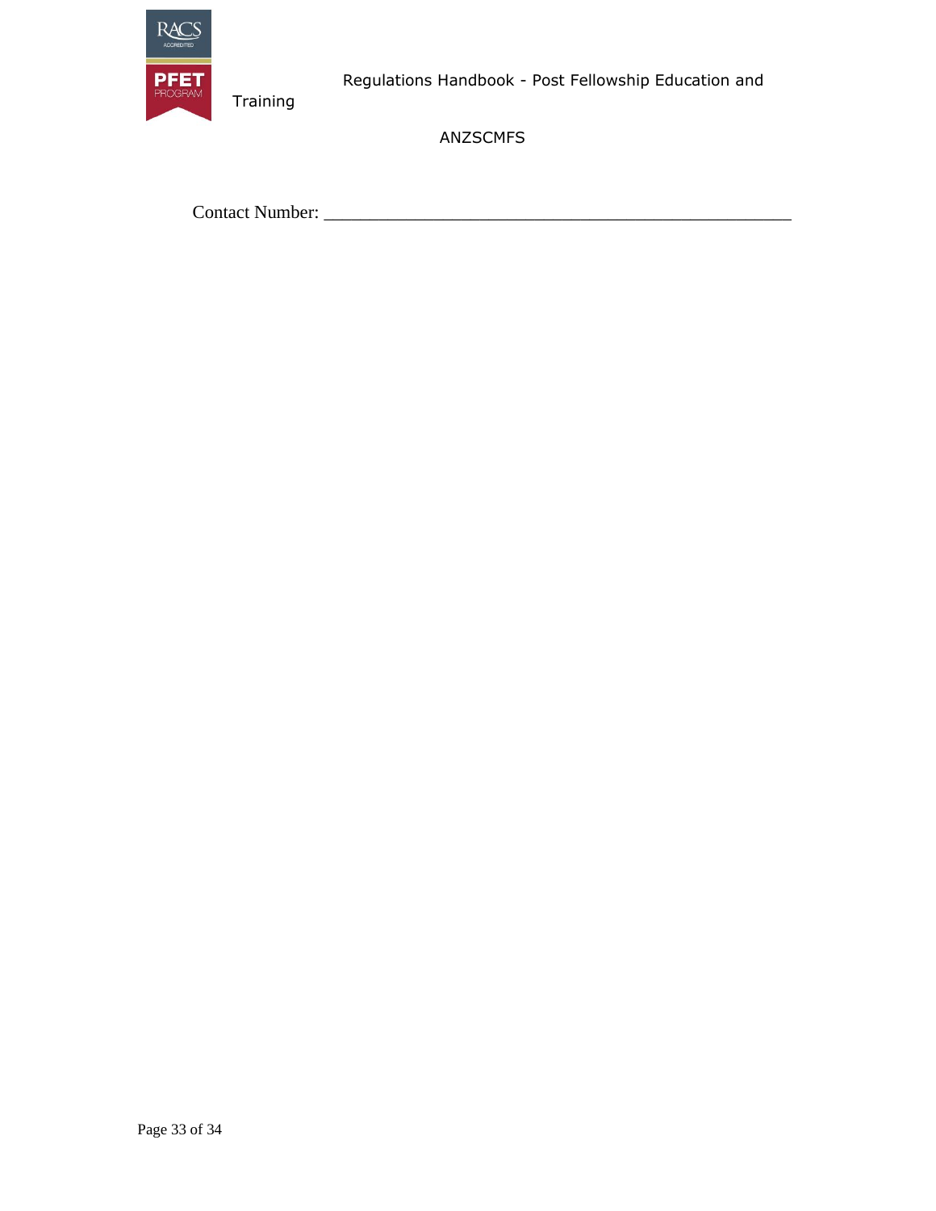Contact Number: ___________________________________________________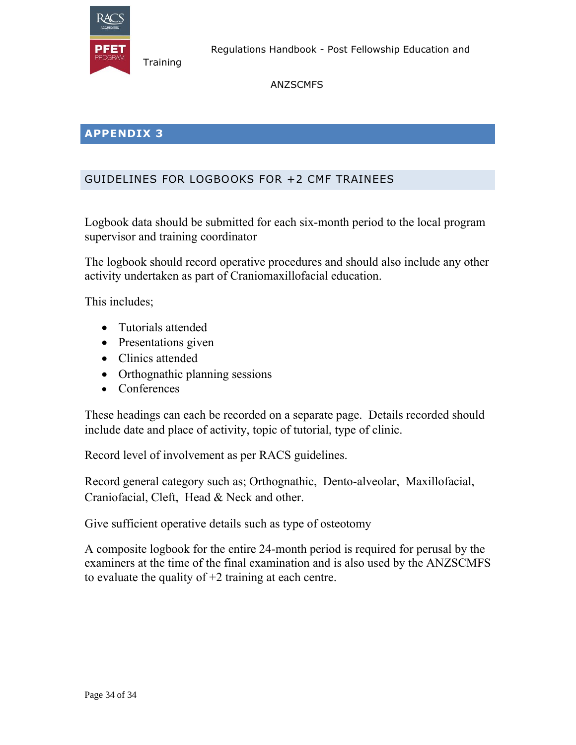## APPENDIX 3

### GUIDELINES FOR LOGBOOKS FOR +2 CMF TRAINEES

Logbook data should be submitted for each six-month period to the local program supervisor and training coordinator

The logbook should record operative procedures and should also include any other activity undertaken as part of Craniomaxillofacial education.

This includes;

- Tutorials attended
- Presentations given
- Clinics attended
- Orthognathic planning sessions
- Conferences

These headings can each be recorded on a separate page. Details recorded should include date and place of activity, topic of tutorial, type of clinic.

Record level of involvement as per RACS guidelines.

Record general category such as; Orthognathic, Dento-alveolar, Maxillofacial, Craniofacial, Cleft, Head & Neck and other.

Give sufficient operative details such as type of osteotomy

A composite logbook for the entire 24-month period is required for perusal by the examiners at the time of the final examination and is also used by the ANZSCMFS to evaluate the quality of +2 training at each centre.